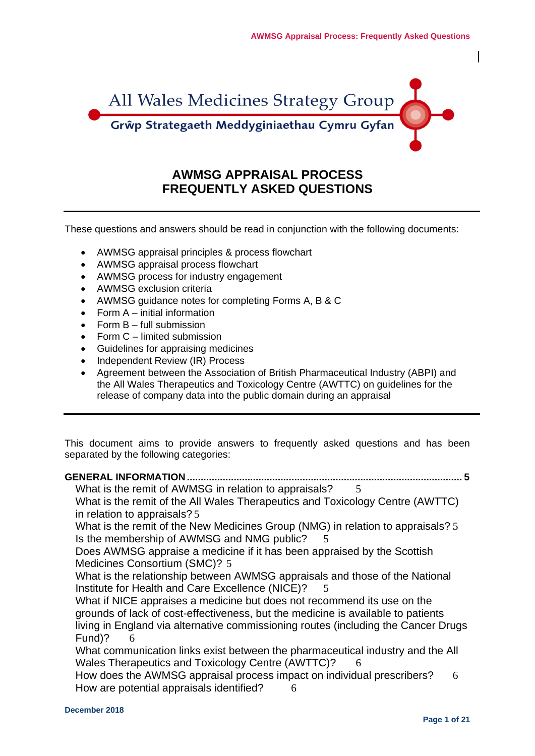All Wales Medicines Strategy Group

Grŵp Strategaeth Meddyginiaethau Cymru Gyfan

# AWMSG APPRAISAL PROCESS FREQUENTLY ASKED QUESTIONS

---

These questions and answers should be read in conjunction with the following documents:

- AWMSG appraisal principles & process flowchart
- AWMSG appraisal process flowchart
- AWMSG process for industry engagement
- AWMSG exclusion criteria
- AWMSG guidance notes for completing Forms A, B & C
- Form A – initial information
- Form B – full submission
- Form C – limited submission
- Guidelines for appraising medicines
- Independent Review (IR) Process
- Agreement between the Association of British Pharmaceutical Industry (ABPI) and the All Wales Therapeutics and Toxicology Centre (AWTTC) on guidelines for the release of company data into the public domain during an appraisal

---

This document aims to provide answers to frequently asked questions and has been separated by the following categories:

**GENERAL INFORMATION .......... 5**

What is the remit of AWMSG in relation to appraisals? 5
What is the remit of the All Wales Therapeutics and Toxicology Centre (AWTTC) in relation to appraisals? 5
What is the remit of the New Medicines Group (NMG) in relation to appraisals? 5
Is the membership of AWMSG and NMG public? 5
Does AWMSG appraise a medicine if it has been appraised by the Scottish Medicines Consortium (SMC)? 5
What is the relationship between AWMSG appraisals and those of the National Institute for Health and Care Excellence (NICE)? 5
What if NICE appraises a medicine but does not recommend its use on the grounds of lack of cost-effectiveness, but the medicine is available to patients living in England via alternative commissioning routes (including the Cancer Drugs Fund)? 6
What communication links exist between the pharmaceutical industry and the All Wales Therapeutics and Toxicology Centre (AWTTC)? 6
How does the AWMSG appraisal process impact on individual prescribers? 6
How are potential appraisals identified? 6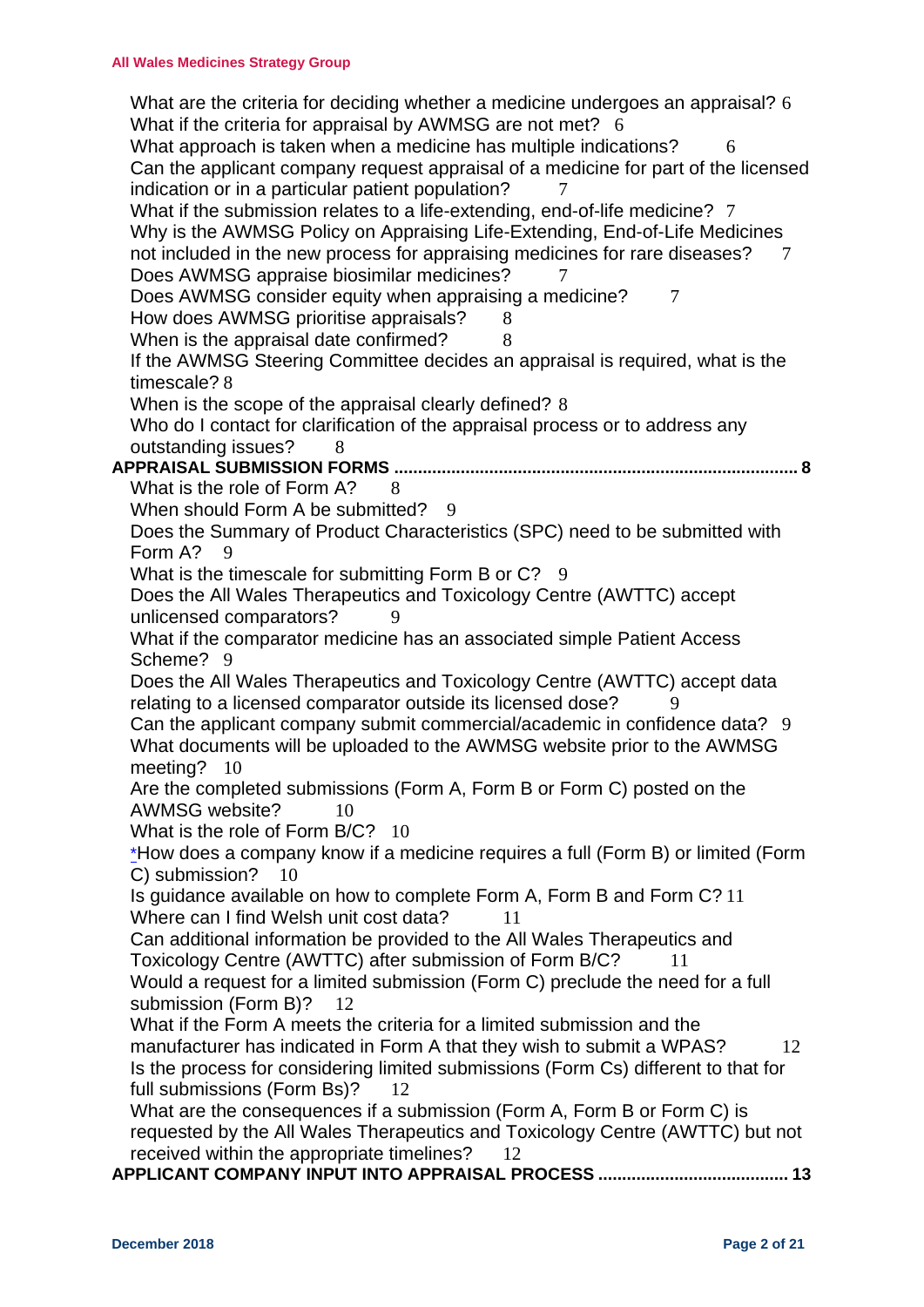What are the criteria for deciding whether a medicine undergoes an appraisal? 6
What if the criteria for appraisal by AWMSG are not met? 6
What approach is taken when a medicine has multiple indications? 6
Can the applicant company request appraisal of a medicine for part of the licensed indication or in a particular patient population? 7
What if the submission relates to a life-extending, end-of-life medicine? 7
Why is the AWMSG Policy on Appraising Life-Extending, End-of-Life Medicines not included in the new process for appraising medicines for rare diseases? 7
Does AWMSG appraise biosimilar medicines? 7
Does AWMSG consider equity when appraising a medicine? 7
How does AWMSG prioritise appraisals? 8
When is the appraisal date confirmed? 8
If the AWMSG Steering Committee decides an appraisal is required, what is the timescale? 8
When is the scope of the appraisal clearly defined? 8
Who do I contact for clarification of the appraisal process or to address any outstanding issues? 8

**APPRAISAL SUBMISSION FORMS ........................................................................ 8**

What is the role of Form A? 8
When should Form A be submitted? 9
Does the Summary of Product Characteristics (SPC) need to be submitted with Form A? 9
What is the timescale for submitting Form B or C? 9
Does the All Wales Therapeutics and Toxicology Centre (AWTTC) accept unlicensed comparators? 9
What if the comparator medicine has an associated simple Patient Access Scheme? 9
Does the All Wales Therapeutics and Toxicology Centre (AWTTC) accept data relating to a licensed comparator outside its licensed dose? 9
Can the applicant company submit commercial/academic in confidence data? 9
What documents will be uploaded to the AWMSG website prior to the AWMSG meeting? 10
Are the completed submissions (Form A, Form B or Form C) posted on the AWMSG website? 10
What is the role of Form B/C? 10
*How does a company know if a medicine requires a full (Form B) or limited (Form C) submission? 10
Is guidance available on how to complete Form A, Form B and Form C? 11
Where can I find Welsh unit cost data? 11
Can additional information be provided to the All Wales Therapeutics and Toxicology Centre (AWTTC) after submission of Form B/C? 11
Would a request for a limited submission (Form C) preclude the need for a full submission (Form B)? 12
What if the Form A meets the criteria for a limited submission and the manufacturer has indicated in Form A that they wish to submit a WPAS? 12
Is the process for considering limited submissions (Form Cs) different to that for full submissions (Form Bs)? 12
What are the consequences if a submission (Form A, Form B or Form C) is requested by the All Wales Therapeutics and Toxicology Centre (AWTTC) but not received within the appropriate timelines? 12

**APPLICANT COMPANY INPUT INTO APPRAISAL PROCESS ........................................ 13**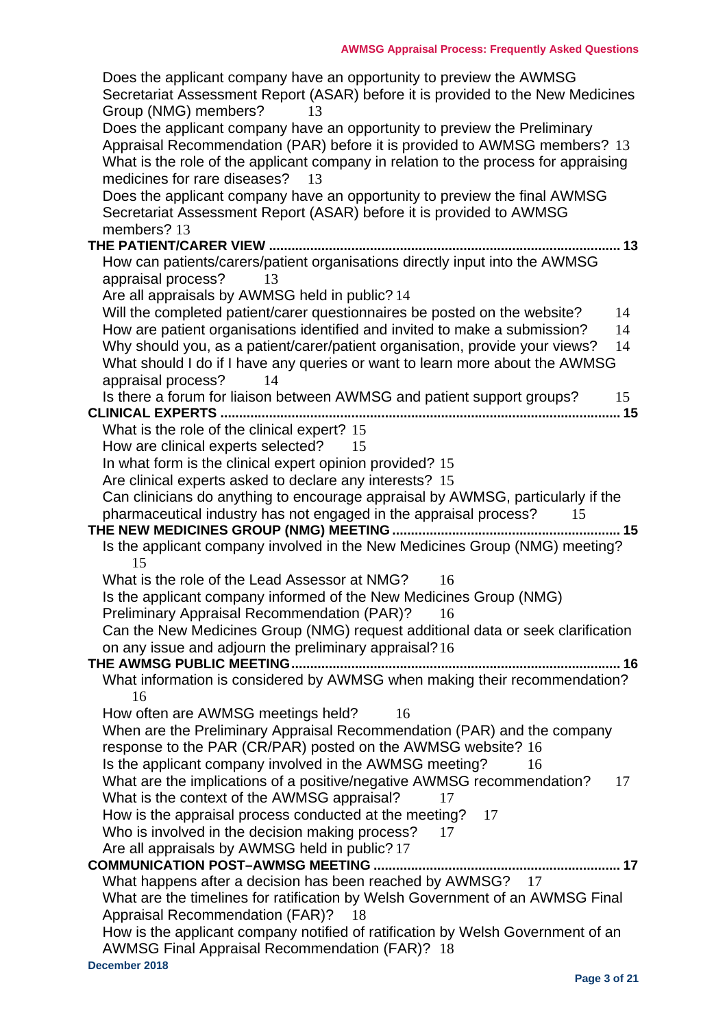Does the applicant company have an opportunity to preview the AWMSG Secretariat Assessment Report (ASAR) before it is provided to the New Medicines Group (NMG) members? 13

Does the applicant company have an opportunity to preview the Preliminary Appraisal Recommendation (PAR) before it is provided to AWMSG members? 13

What is the role of the applicant company in relation to the process for appraising medicines for rare diseases? 13

Does the applicant company have an opportunity to preview the final AWMSG Secretariat Assessment Report (ASAR) before it is provided to AWMSG members? 13

**THE PATIENT/CARER VIEW ..... 13**

How can patients/carers/patient organisations directly input into the AWMSG appraisal process? 13

Are all appraisals by AWMSG held in public? 14

Will the completed patient/carer questionnaires be posted on the website? 14

How are patient organisations identified and invited to make a submission? 14

Why should you, as a patient/carer/patient organisation, provide your views? 14

What should I do if I have any queries or want to learn more about the AWMSG appraisal process? 14

Is there a forum for liaison between AWMSG and patient support groups? 15

**CLINICAL EXPERTS ..... 15**

What is the role of the clinical expert? 15

How are clinical experts selected? 15

In what form is the clinical expert opinion provided? 15

Are clinical experts asked to declare any interests? 15

Can clinicians do anything to encourage appraisal by AWMSG, particularly if the pharmaceutical industry has not engaged in the appraisal process? 15

**THE NEW MEDICINES GROUP (NMG) MEETING ..... 15**

Is the applicant company involved in the New Medicines Group (NMG) meeting? 15

What is the role of the Lead Assessor at NMG? 16

Is the applicant company informed of the New Medicines Group (NMG) Preliminary Appraisal Recommendation (PAR)? 16

Can the New Medicines Group (NMG) request additional data or seek clarification on any issue and adjourn the preliminary appraisal? 16

**THE AWMSG PUBLIC MEETING ..... 16**

What information is considered by AWMSG when making their recommendation? 16

How often are AWMSG meetings held? 16

When are the Preliminary Appraisal Recommendation (PAR) and the company response to the PAR (CR/PAR) posted on the AWMSG website? 16

Is the applicant company involved in the AWMSG meeting? 16

What are the implications of a positive/negative AWMSG recommendation? 17

What is the context of the AWMSG appraisal? 17

How is the appraisal process conducted at the meeting? 17

Who is involved in the decision making process? 17

Are all appraisals by AWMSG held in public? 17

**COMMUNICATION POST–AWMSG MEETING ..... 17**

What happens after a decision has been reached by AWMSG? 17

What are the timelines for ratification by Welsh Government of an AWMSG Final Appraisal Recommendation (FAR)? 18

How is the applicant company notified of ratification by Welsh Government of an AWMSG Final Appraisal Recommendation (FAR)? 18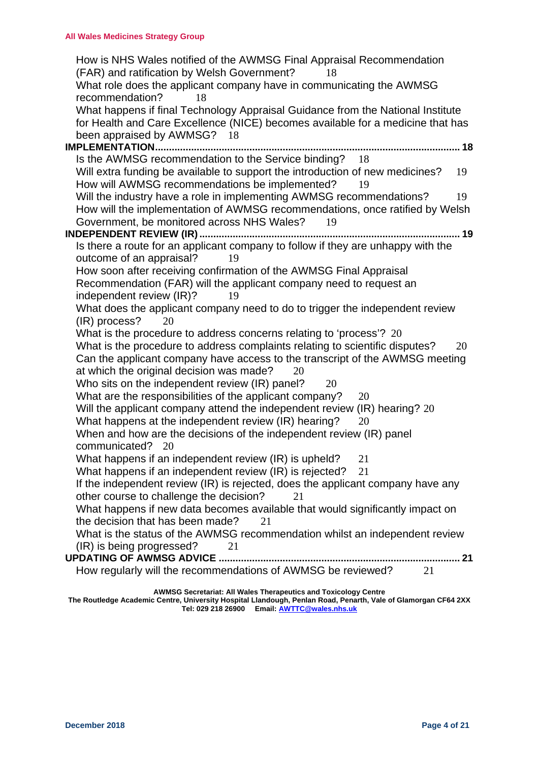How is NHS Wales notified of the AWMSG Final Appraisal Recommendation (FAR) and ratification by Welsh Government? 18
What role does the applicant company have in communicating the AWMSG recommendation? 18
What happens if final Technology Appraisal Guidance from the National Institute for Health and Care Excellence (NICE) becomes available for a medicine that has been appraised by AWMSG? 18

**IMPLEMENTATION** ............................................................................................................. **18**

Is the AWMSG recommendation to the Service binding? 18
Will extra funding be available to support the introduction of new medicines? 19
How will AWMSG recommendations be implemented? 19
Will the industry have a role in implementing AWMSG recommendations? 19
How will the implementation of AWMSG recommendations, once ratified by Welsh Government, be monitored across NHS Wales? 19

**INDEPENDENT REVIEW (IR)** ............................................................................................. **19**

Is there a route for an applicant company to follow if they are unhappy with the outcome of an appraisal? 19
How soon after receiving confirmation of the AWMSG Final Appraisal Recommendation (FAR) will the applicant company need to request an independent review (IR)? 19
What does the applicant company need to do to trigger the independent review (IR) process? 20
What is the procedure to address concerns relating to 'process'? 20
What is the procedure to address complaints relating to scientific disputes? 20
Can the applicant company have access to the transcript of the AWMSG meeting at which the original decision was made? 20
Who sits on the independent review (IR) panel? 20
What are the responsibilities of the applicant company? 20
Will the applicant company attend the independent review (IR) hearing? 20
What happens at the independent review (IR) hearing? 20
When and how are the decisions of the independent review (IR) panel communicated? 20
What happens if an independent review (IR) is upheld? 21
What happens if an independent review (IR) is rejected? 21
If the independent review (IR) is rejected, does the applicant company have any other course to challenge the decision? 21
What happens if new data becomes available that would significantly impact on the decision that has been made? 21
What is the status of the AWMSG recommendation whilst an independent review (IR) is being progressed? 21

**UPDATING OF AWMSG ADVICE** ...................................................................................... **21**

How regularly will the recommendations of AWMSG be reviewed? 21

**AWMSG Secretariat: All Wales Therapeutics and Toxicology Centre**
**The Routledge Academic Centre, University Hospital Llandough, Penlan Road, Penarth, Vale of Glamorgan CF64 2XX**
**Tel: 029 218 26900 Email: AWTTC@wales.nhs.uk**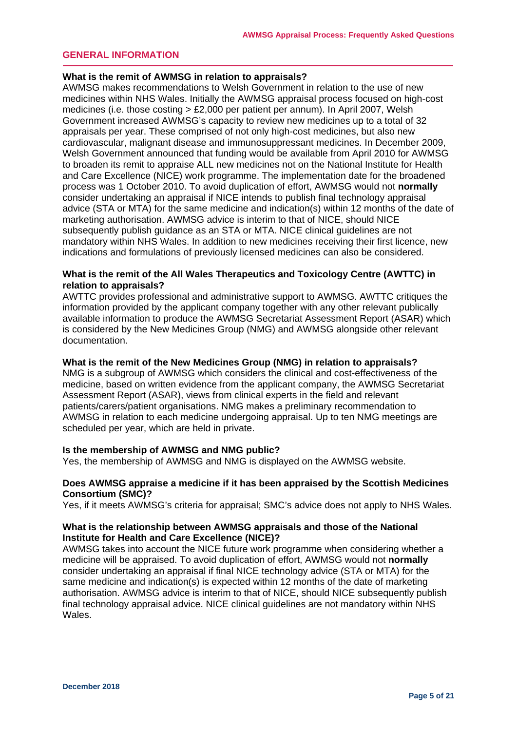## GENERAL INFORMATION

**What is the remit of AWMSG in relation to appraisals?**

AWMSG makes recommendations to Welsh Government in relation to the use of new medicines within NHS Wales. Initially the AWMSG appraisal process focused on high-cost medicines (i.e. those costing > £2,000 per patient per annum). In April 2007, Welsh Government increased AWMSG's capacity to review new medicines up to a total of 32 appraisals per year. These comprised of not only high-cost medicines, but also new cardiovascular, malignant disease and immunosuppressant medicines. In December 2009, Welsh Government announced that funding would be available from April 2010 for AWMSG to broaden its remit to appraise ALL new medicines not on the National Institute for Health and Care Excellence (NICE) work programme. The implementation date for the broadened process was 1 October 2010. To avoid duplication of effort, AWMSG would not **normally** consider undertaking an appraisal if NICE intends to publish final technology appraisal advice (STA or MTA) for the same medicine and indication(s) within 12 months of the date of marketing authorisation. AWMSG advice is interim to that of NICE, should NICE subsequently publish guidance as an STA or MTA. NICE clinical guidelines are not mandatory within NHS Wales. In addition to new medicines receiving their first licence, new indications and formulations of previously licensed medicines can also be considered.

**What is the remit of the All Wales Therapeutics and Toxicology Centre (AWTTC) in relation to appraisals?**

AWTTC provides professional and administrative support to AWMSG. AWTTC critiques the information provided by the applicant company together with any other relevant publically available information to produce the AWMSG Secretariat Assessment Report (ASAR) which is considered by the New Medicines Group (NMG) and AWMSG alongside other relevant documentation.

**What is the remit of the New Medicines Group (NMG) in relation to appraisals?**

NMG is a subgroup of AWMSG which considers the clinical and cost-effectiveness of the medicine, based on written evidence from the applicant company, the AWMSG Secretariat Assessment Report (ASAR), views from clinical experts in the field and relevant patients/carers/patient organisations. NMG makes a preliminary recommendation to AWMSG in relation to each medicine undergoing appraisal. Up to ten NMG meetings are scheduled per year, which are held in private.

**Is the membership of AWMSG and NMG public?**

Yes, the membership of AWMSG and NMG is displayed on the AWMSG website.

**Does AWMSG appraise a medicine if it has been appraised by the Scottish Medicines Consortium (SMC)?**

Yes, if it meets AWMSG's criteria for appraisal; SMC's advice does not apply to NHS Wales.

**What is the relationship between AWMSG appraisals and those of the National Institute for Health and Care Excellence (NICE)?**

AWMSG takes into account the NICE future work programme when considering whether a medicine will be appraised. To avoid duplication of effort, AWMSG would not **normally** consider undertaking an appraisal if final NICE technology advice (STA or MTA) for the same medicine and indication(s) is expected within 12 months of the date of marketing authorisation. AWMSG advice is interim to that of NICE, should NICE subsequently publish final technology appraisal advice. NICE clinical guidelines are not mandatory within NHS Wales.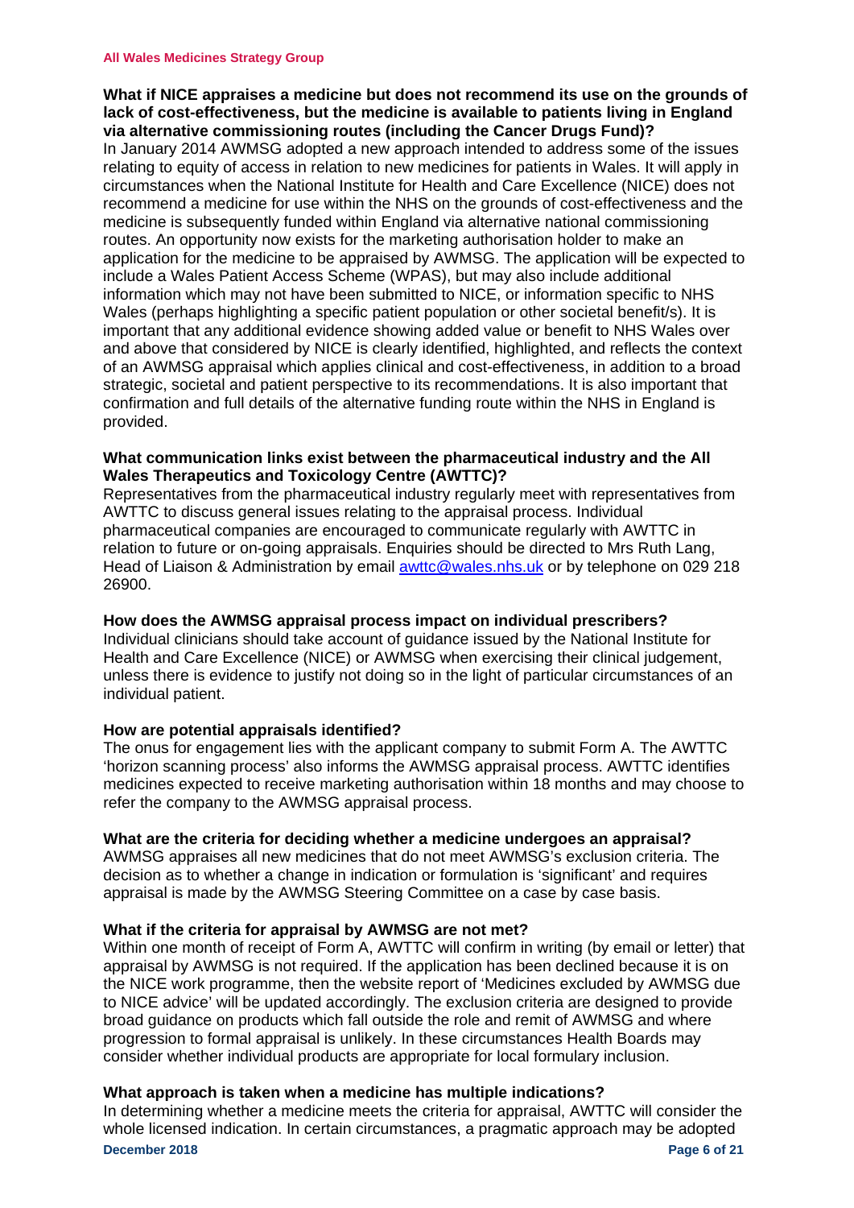**What if NICE appraises a medicine but does not recommend its use on the grounds of lack of cost-effectiveness, but the medicine is available to patients living in England via alternative commissioning routes (including the Cancer Drugs Fund)?**

In January 2014 AWMSG adopted a new approach intended to address some of the issues relating to equity of access in relation to new medicines for patients in Wales. It will apply in circumstances when the National Institute for Health and Care Excellence (NICE) does not recommend a medicine for use within the NHS on the grounds of cost-effectiveness and the medicine is subsequently funded within England via alternative national commissioning routes. An opportunity now exists for the marketing authorisation holder to make an application for the medicine to be appraised by AWMSG. The application will be expected to include a Wales Patient Access Scheme (WPAS), but may also include additional information which may not have been submitted to NICE, or information specific to NHS Wales (perhaps highlighting a specific patient population or other societal benefit/s). It is important that any additional evidence showing added value or benefit to NHS Wales over and above that considered by NICE is clearly identified, highlighted, and reflects the context of an AWMSG appraisal which applies clinical and cost-effectiveness, in addition to a broad strategic, societal and patient perspective to its recommendations. It is also important that confirmation and full details of the alternative funding route within the NHS in England is provided.

**What communication links exist between the pharmaceutical industry and the All Wales Therapeutics and Toxicology Centre (AWTTC)?**

Representatives from the pharmaceutical industry regularly meet with representatives from AWTTC to discuss general issues relating to the appraisal process. Individual pharmaceutical companies are encouraged to communicate regularly with AWTTC in relation to future or on-going appraisals. Enquiries should be directed to Mrs Ruth Lang, Head of Liaison & Administration by email [awttc@wales.nhs.uk](mailto:awttc@wales.nhs.uk) or by telephone on 029 218 26900.

**How does the AWMSG appraisal process impact on individual prescribers?**

Individual clinicians should take account of guidance issued by the National Institute for Health and Care Excellence (NICE) or AWMSG when exercising their clinical judgement, unless there is evidence to justify not doing so in the light of particular circumstances of an individual patient.

**How are potential appraisals identified?**

The onus for engagement lies with the applicant company to submit Form A. The AWTTC 'horizon scanning process' also informs the AWMSG appraisal process. AWTTC identifies medicines expected to receive marketing authorisation within 18 months and may choose to refer the company to the AWMSG appraisal process.

**What are the criteria for deciding whether a medicine undergoes an appraisal?**

AWMSG appraises all new medicines that do not meet AWMSG's exclusion criteria. The decision as to whether a change in indication or formulation is 'significant' and requires appraisal is made by the AWMSG Steering Committee on a case by case basis.

**What if the criteria for appraisal by AWMSG are not met?**

Within one month of receipt of Form A, AWTTC will confirm in writing (by email or letter) that appraisal by AWMSG is not required. If the application has been declined because it is on the NICE work programme, then the website report of 'Medicines excluded by AWMSG due to NICE advice' will be updated accordingly. The exclusion criteria are designed to provide broad guidance on products which fall outside the role and remit of AWMSG and where progression to formal appraisal is unlikely. In these circumstances Health Boards may consider whether individual products are appropriate for local formulary inclusion.

**What approach is taken when a medicine has multiple indications?**

In determining whether a medicine meets the criteria for appraisal, AWTTC will consider the whole licensed indication. In certain circumstances, a pragmatic approach may be adopted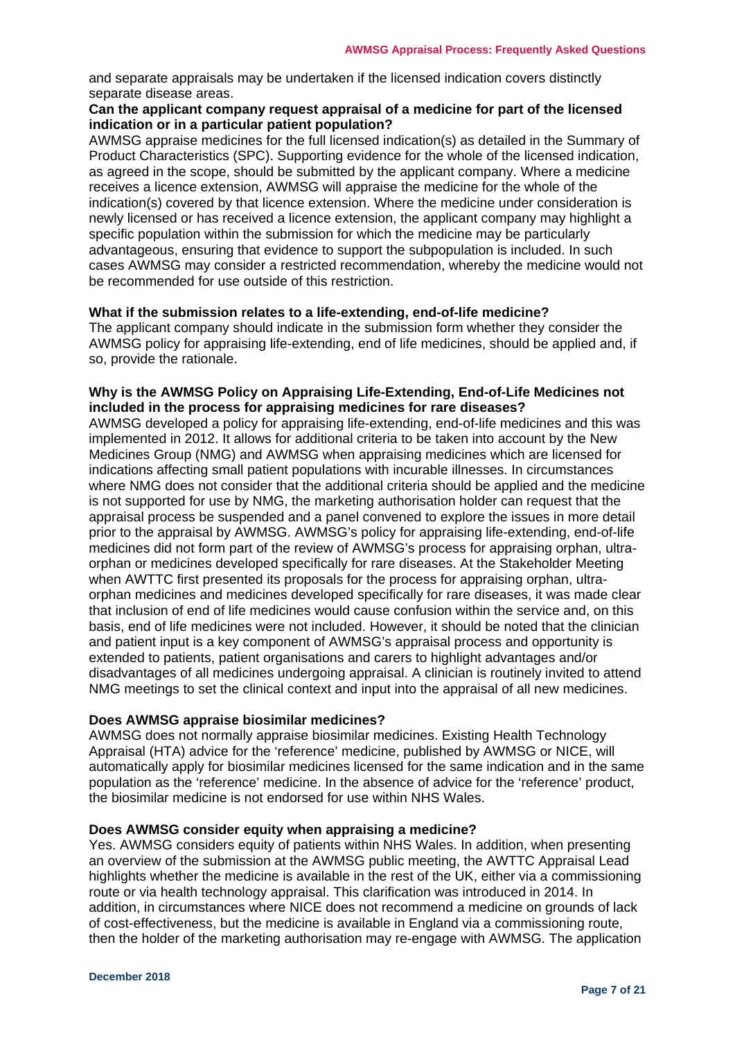and separate appraisals may be undertaken if the licensed indication covers distinctly separate disease areas.

**Can the applicant company request appraisal of a medicine for part of the licensed indication or in a particular patient population?**

AWMSG appraise medicines for the full licensed indication(s) as detailed in the Summary of Product Characteristics (SPC). Supporting evidence for the whole of the licensed indication, as agreed in the scope, should be submitted by the applicant company. Where a medicine receives a licence extension, AWMSG will appraise the medicine for the whole of the indication(s) covered by that licence extension. Where the medicine under consideration is newly licensed or has received a licence extension, the applicant company may highlight a specific population within the submission for which the medicine may be particularly advantageous, ensuring that evidence to support the subpopulation is included. In such cases AWMSG may consider a restricted recommendation, whereby the medicine would not be recommended for use outside of this restriction.

**What if the submission relates to a life-extending, end-of-life medicine?**

The applicant company should indicate in the submission form whether they consider the AWMSG policy for appraising life-extending, end of life medicines, should be applied and, if so, provide the rationale.

**Why is the AWMSG Policy on Appraising Life-Extending, End-of-Life Medicines not included in the process for appraising medicines for rare diseases?**

AWMSG developed a policy for appraising life-extending, end-of-life medicines and this was implemented in 2012. It allows for additional criteria to be taken into account by the New Medicines Group (NMG) and AWMSG when appraising medicines which are licensed for indications affecting small patient populations with incurable illnesses. In circumstances where NMG does not consider that the additional criteria should be applied and the medicine is not supported for use by NMG, the marketing authorisation holder can request that the appraisal process be suspended and a panel convened to explore the issues in more detail prior to the appraisal by AWMSG. AWMSG's policy for appraising life-extending, end-of-life medicines did not form part of the review of AWMSG's process for appraising orphan, ultra-orphan or medicines developed specifically for rare diseases. At the Stakeholder Meeting when AWTTC first presented its proposals for the process for appraising orphan, ultra-orphan medicines and medicines developed specifically for rare diseases, it was made clear that inclusion of end of life medicines would cause confusion within the service and, on this basis, end of life medicines were not included. However, it should be noted that the clinician and patient input is a key component of AWMSG's appraisal process and opportunity is extended to patients, patient organisations and carers to highlight advantages and/or disadvantages of all medicines undergoing appraisal. A clinician is routinely invited to attend NMG meetings to set the clinical context and input into the appraisal of all new medicines.

**Does AWMSG appraise biosimilar medicines?**

AWMSG does not normally appraise biosimilar medicines. Existing Health Technology Appraisal (HTA) advice for the 'reference' medicine, published by AWMSG or NICE, will automatically apply for biosimilar medicines licensed for the same indication and in the same population as the 'reference' medicine. In the absence of advice for the 'reference' product, the biosimilar medicine is not endorsed for use within NHS Wales.

**Does AWMSG consider equity when appraising a medicine?**

Yes. AWMSG considers equity of patients within NHS Wales. In addition, when presenting an overview of the submission at the AWMSG public meeting, the AWTTC Appraisal Lead highlights whether the medicine is available in the rest of the UK, either via a commissioning route or via health technology appraisal. This clarification was introduced in 2014. In addition, in circumstances where NICE does not recommend a medicine on grounds of lack of cost-effectiveness, but the medicine is available in England via a commissioning route, then the holder of the marketing authorisation may re-engage with AWMSG. The application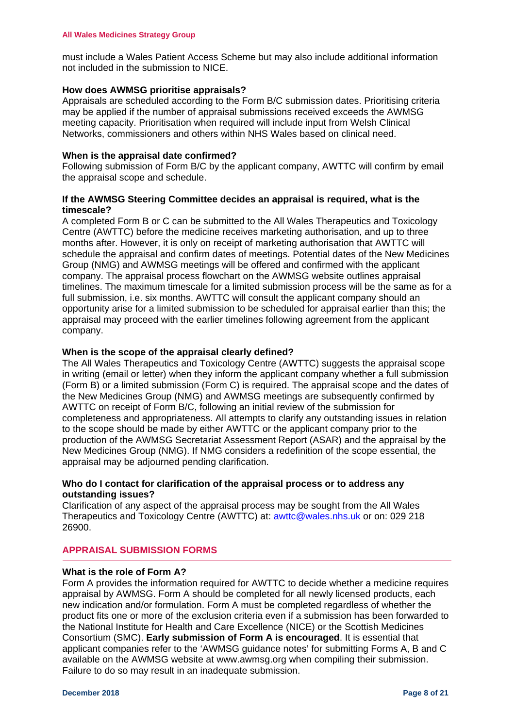must include a Wales Patient Access Scheme but may also include additional information not included in the submission to NICE.

**How does AWMSG prioritise appraisals?**
Appraisals are scheduled according to the Form B/C submission dates. Prioritising criteria may be applied if the number of appraisal submissions received exceeds the AWMSG meeting capacity. Prioritisation when required will include input from Welsh Clinical Networks, commissioners and others within NHS Wales based on clinical need.

**When is the appraisal date confirmed?**
Following submission of Form B/C by the applicant company, AWTTC will confirm by email the appraisal scope and schedule.

**If the AWMSG Steering Committee decides an appraisal is required, what is the timescale?**
A completed Form B or C can be submitted to the All Wales Therapeutics and Toxicology Centre (AWTTC) before the medicine receives marketing authorisation, and up to three months after. However, it is only on receipt of marketing authorisation that AWTTC will schedule the appraisal and confirm dates of meetings. Potential dates of the New Medicines Group (NMG) and AWMSG meetings will be offered and confirmed with the applicant company. The appraisal process flowchart on the AWMSG website outlines appraisal timelines. The maximum timescale for a limited submission process will be the same as for a full submission, i.e. six months. AWTTC will consult the applicant company should an opportunity arise for a limited submission to be scheduled for appraisal earlier than this; the appraisal may proceed with the earlier timelines following agreement from the applicant company.

**When is the scope of the appraisal clearly defined?**
The All Wales Therapeutics and Toxicology Centre (AWTTC) suggests the appraisal scope in writing (email or letter) when they inform the applicant company whether a full submission (Form B) or a limited submission (Form C) is required. The appraisal scope and the dates of the New Medicines Group (NMG) and AWMSG meetings are subsequently confirmed by AWTTC on receipt of Form B/C, following an initial review of the submission for completeness and appropriateness. All attempts to clarify any outstanding issues in relation to the scope should be made by either AWTTC or the applicant company prior to the production of the AWMSG Secretariat Assessment Report (ASAR) and the appraisal by the New Medicines Group (NMG). If NMG considers a redefinition of the scope essential, the appraisal may be adjourned pending clarification.

**Who do I contact for clarification of the appraisal process or to address any outstanding issues?**
Clarification of any aspect of the appraisal process may be sought from the All Wales Therapeutics and Toxicology Centre (AWTTC) at: awttc@wales.nhs.uk or on: 029 218 26900.

## APPRAISAL SUBMISSION FORMS

**What is the role of Form A?**
Form A provides the information required for AWTTC to decide whether a medicine requires appraisal by AWMSG. Form A should be completed for all newly licensed products, each new indication and/or formulation. Form A must be completed regardless of whether the product fits one or more of the exclusion criteria even if a submission has been forwarded to the National Institute for Health and Care Excellence (NICE) or the Scottish Medicines Consortium (SMC). **Early submission of Form A is encouraged**. It is essential that applicant companies refer to the 'AWMSG guidance notes' for submitting Forms A, B and C available on the AWMSG website at www.awmsg.org when compiling their submission. Failure to do so may result in an inadequate submission.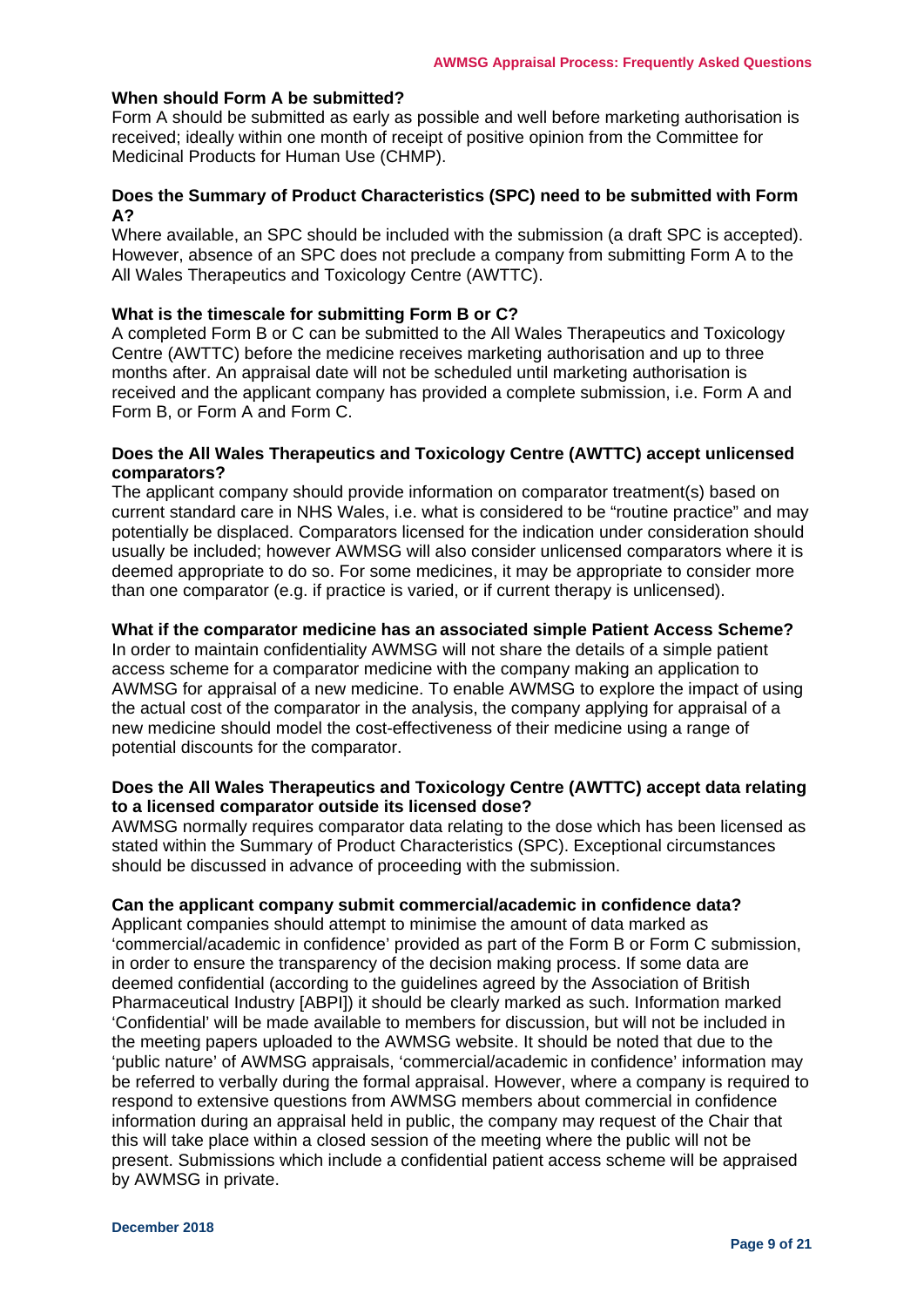**When should Form A be submitted?**

Form A should be submitted as early as possible and well before marketing authorisation is received; ideally within one month of receipt of positive opinion from the Committee for Medicinal Products for Human Use (CHMP).

**Does the Summary of Product Characteristics (SPC) need to be submitted with Form A?**

Where available, an SPC should be included with the submission (a draft SPC is accepted). However, absence of an SPC does not preclude a company from submitting Form A to the All Wales Therapeutics and Toxicology Centre (AWTTC).

**What is the timescale for submitting Form B or C?**

A completed Form B or C can be submitted to the All Wales Therapeutics and Toxicology Centre (AWTTC) before the medicine receives marketing authorisation and up to three months after. An appraisal date will not be scheduled until marketing authorisation is received and the applicant company has provided a complete submission, i.e. Form A and Form B, or Form A and Form C.

**Does the All Wales Therapeutics and Toxicology Centre (AWTTC) accept unlicensed comparators?**

The applicant company should provide information on comparator treatment(s) based on current standard care in NHS Wales, i.e. what is considered to be "routine practice" and may potentially be displaced. Comparators licensed for the indication under consideration should usually be included; however AWMSG will also consider unlicensed comparators where it is deemed appropriate to do so. For some medicines, it may be appropriate to consider more than one comparator (e.g. if practice is varied, or if current therapy is unlicensed).

**What if the comparator medicine has an associated simple Patient Access Scheme?**

In order to maintain confidentiality AWMSG will not share the details of a simple patient access scheme for a comparator medicine with the company making an application to AWMSG for appraisal of a new medicine. To enable AWMSG to explore the impact of using the actual cost of the comparator in the analysis, the company applying for appraisal of a new medicine should model the cost-effectiveness of their medicine using a range of potential discounts for the comparator.

**Does the All Wales Therapeutics and Toxicology Centre (AWTTC) accept data relating to a licensed comparator outside its licensed dose?**

AWMSG normally requires comparator data relating to the dose which has been licensed as stated within the Summary of Product Characteristics (SPC). Exceptional circumstances should be discussed in advance of proceeding with the submission.

**Can the applicant company submit commercial/academic in confidence data?**

Applicant companies should attempt to minimise the amount of data marked as 'commercial/academic in confidence' provided as part of the Form B or Form C submission, in order to ensure the transparency of the decision making process. If some data are deemed confidential (according to the guidelines agreed by the Association of British Pharmaceutical Industry [ABPI]) it should be clearly marked as such. Information marked 'Confidential' will be made available to members for discussion, but will not be included in the meeting papers uploaded to the AWMSG website. It should be noted that due to the 'public nature' of AWMSG appraisals, 'commercial/academic in confidence' information may be referred to verbally during the formal appraisal. However, where a company is required to respond to extensive questions from AWMSG members about commercial in confidence information during an appraisal held in public, the company may request of the Chair that this will take place within a closed session of the meeting where the public will not be present. Submissions which include a confidential patient access scheme will be appraised by AWMSG in private.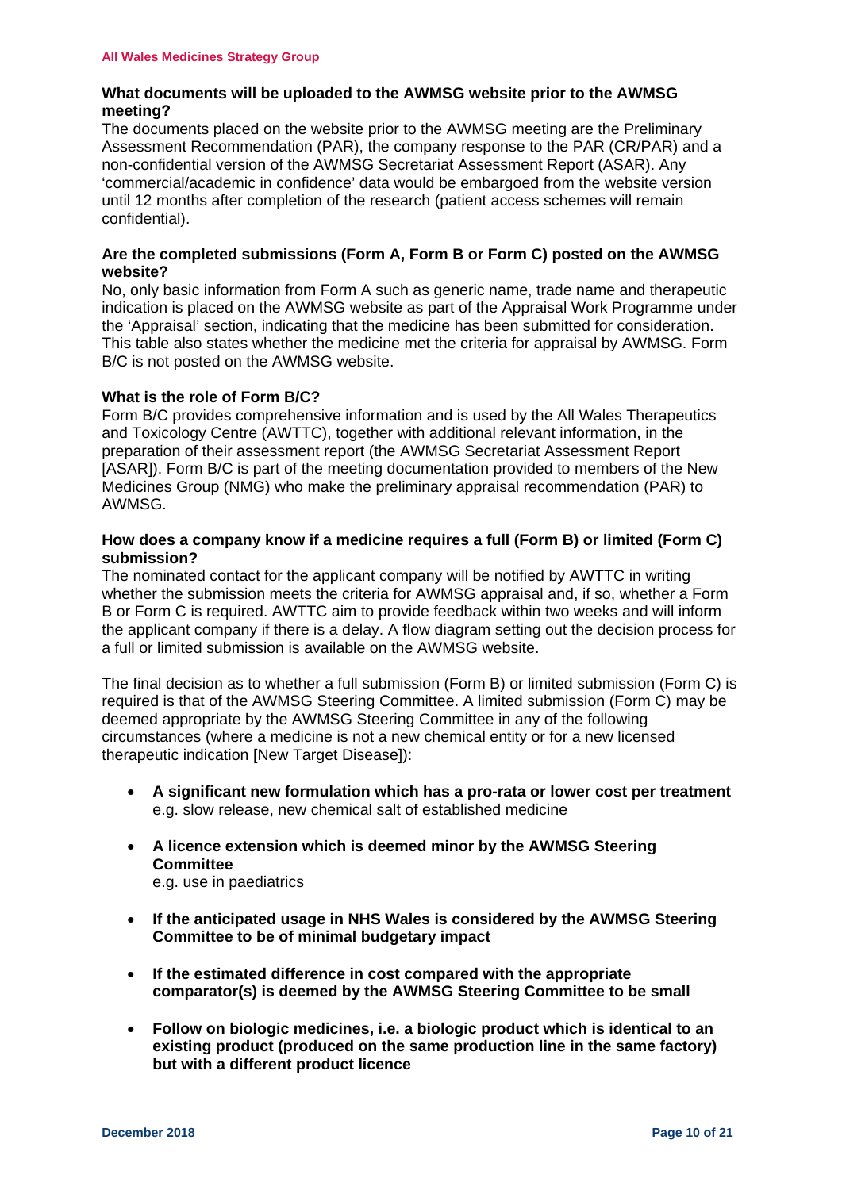### What documents will be uploaded to the AWMSG website prior to the AWMSG meeting?

The documents placed on the website prior to the AWMSG meeting are the Preliminary Assessment Recommendation (PAR), the company response to the PAR (CR/PAR) and a non-confidential version of the AWMSG Secretariat Assessment Report (ASAR). Any 'commercial/academic in confidence' data would be embargoed from the website version until 12 months after completion of the research (patient access schemes will remain confidential).

### Are the completed submissions (Form A, Form B or Form C) posted on the AWMSG website?

No, only basic information from Form A such as generic name, trade name and therapeutic indication is placed on the AWMSG website as part of the Appraisal Work Programme under the 'Appraisal' section, indicating that the medicine has been submitted for consideration. This table also states whether the medicine met the criteria for appraisal by AWMSG. Form B/C is not posted on the AWMSG website.

### What is the role of Form B/C?

Form B/C provides comprehensive information and is used by the All Wales Therapeutics and Toxicology Centre (AWTTC), together with additional relevant information, in the preparation of their assessment report (the AWMSG Secretariat Assessment Report [ASAR]). Form B/C is part of the meeting documentation provided to members of the New Medicines Group (NMG) who make the preliminary appraisal recommendation (PAR) to AWMSG.

### How does a company know if a medicine requires a full (Form B) or limited (Form C) submission?

The nominated contact for the applicant company will be notified by AWTTC in writing whether the submission meets the criteria for AWMSG appraisal and, if so, whether a Form B or Form C is required. AWTTC aim to provide feedback within two weeks and will inform the applicant company if there is a delay. A flow diagram setting out the decision process for a full or limited submission is available on the AWMSG website.

The final decision as to whether a full submission (Form B) or limited submission (Form C) is required is that of the AWMSG Steering Committee. A limited submission (Form C) may be deemed appropriate by the AWMSG Steering Committee in any of the following circumstances (where a medicine is not a new chemical entity or for a new licensed therapeutic indication [New Target Disease]):

- **A significant new formulation which has a pro-rata or lower cost per treatment**
  e.g. slow release, new chemical salt of established medicine
- **A licence extension which is deemed minor by the AWMSG Steering Committee**
  e.g. use in paediatrics
- **If the anticipated usage in NHS Wales is considered by the AWMSG Steering Committee to be of minimal budgetary impact**
- **If the estimated difference in cost compared with the appropriate comparator(s) is deemed by the AWMSG Steering Committee to be small**
- **Follow on biologic medicines, i.e. a biologic product which is identical to an existing product (produced on the same production line in the same factory) but with a different product licence**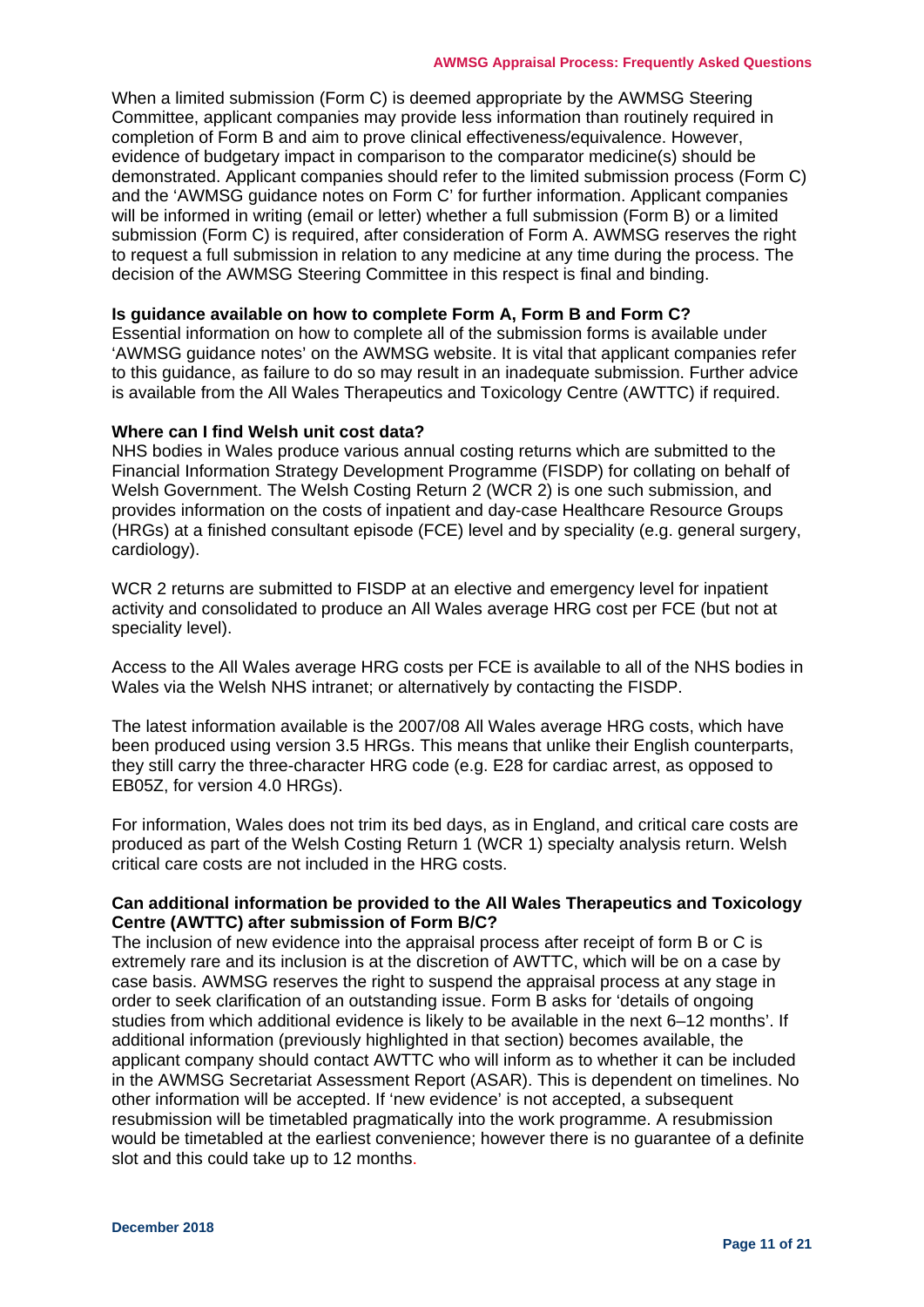When a limited submission (Form C) is deemed appropriate by the AWMSG Steering Committee, applicant companies may provide less information than routinely required in completion of Form B and aim to prove clinical effectiveness/equivalence. However, evidence of budgetary impact in comparison to the comparator medicine(s) should be demonstrated. Applicant companies should refer to the limited submission process (Form C) and the 'AWMSG guidance notes on Form C' for further information. Applicant companies will be informed in writing (email or letter) whether a full submission (Form B) or a limited submission (Form C) is required, after consideration of Form A. AWMSG reserves the right to request a full submission in relation to any medicine at any time during the process. The decision of the AWMSG Steering Committee in this respect is final and binding.

**Is guidance available on how to complete Form A, Form B and Form C?**

Essential information on how to complete all of the submission forms is available under 'AWMSG guidance notes' on the AWMSG website. It is vital that applicant companies refer to this guidance, as failure to do so may result in an inadequate submission. Further advice is available from the All Wales Therapeutics and Toxicology Centre (AWTTC) if required.

**Where can I find Welsh unit cost data?**

NHS bodies in Wales produce various annual costing returns which are submitted to the Financial Information Strategy Development Programme (FISDP) for collating on behalf of Welsh Government. The Welsh Costing Return 2 (WCR 2) is one such submission, and provides information on the costs of inpatient and day-case Healthcare Resource Groups (HRGs) at a finished consultant episode (FCE) level and by speciality (e.g. general surgery, cardiology).

WCR 2 returns are submitted to FISDP at an elective and emergency level for inpatient activity and consolidated to produce an All Wales average HRG cost per FCE (but not at speciality level).

Access to the All Wales average HRG costs per FCE is available to all of the NHS bodies in Wales via the Welsh NHS intranet; or alternatively by contacting the FISDP.

The latest information available is the 2007/08 All Wales average HRG costs, which have been produced using version 3.5 HRGs. This means that unlike their English counterparts, they still carry the three-character HRG code (e.g. E28 for cardiac arrest, as opposed to EB05Z, for version 4.0 HRGs).

For information, Wales does not trim its bed days, as in England, and critical care costs are produced as part of the Welsh Costing Return 1 (WCR 1) specialty analysis return. Welsh critical care costs are not included in the HRG costs.

**Can additional information be provided to the All Wales Therapeutics and Toxicology Centre (AWTTC) after submission of Form B/C?**

The inclusion of new evidence into the appraisal process after receipt of form B or C is extremely rare and its inclusion is at the discretion of AWTTC, which will be on a case by case basis. AWMSG reserves the right to suspend the appraisal process at any stage in order to seek clarification of an outstanding issue. Form B asks for 'details of ongoing studies from which additional evidence is likely to be available in the next 6–12 months'. If additional information (previously highlighted in that section) becomes available, the applicant company should contact AWTTC who will inform as to whether it can be included in the AWMSG Secretariat Assessment Report (ASAR). This is dependent on timelines. No other information will be accepted. If 'new evidence' is not accepted, a subsequent resubmission will be timetabled pragmatically into the work programme. A resubmission would be timetabled at the earliest convenience; however there is no guarantee of a definite slot and this could take up to 12 months.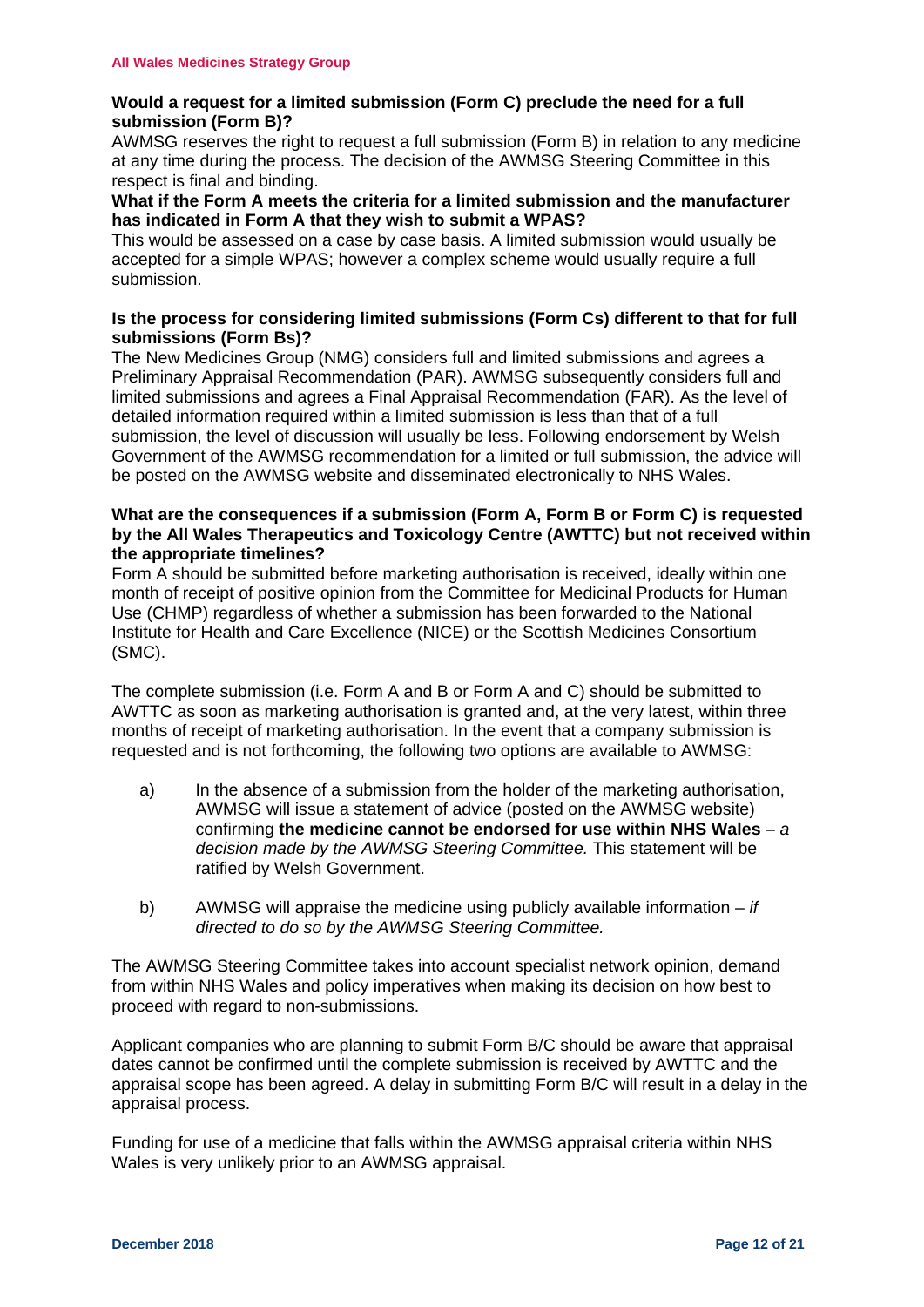**Would a request for a limited submission (Form C) preclude the need for a full submission (Form B)?**

AWMSG reserves the right to request a full submission (Form B) in relation to any medicine at any time during the process. The decision of the AWMSG Steering Committee in this respect is final and binding.

**What if the Form A meets the criteria for a limited submission and the manufacturer has indicated in Form A that they wish to submit a WPAS?**

This would be assessed on a case by case basis. A limited submission would usually be accepted for a simple WPAS; however a complex scheme would usually require a full submission.

**Is the process for considering limited submissions (Form Cs) different to that for full submissions (Form Bs)?**

The New Medicines Group (NMG) considers full and limited submissions and agrees a Preliminary Appraisal Recommendation (PAR). AWMSG subsequently considers full and limited submissions and agrees a Final Appraisal Recommendation (FAR). As the level of detailed information required within a limited submission is less than that of a full submission, the level of discussion will usually be less. Following endorsement by Welsh Government of the AWMSG recommendation for a limited or full submission, the advice will be posted on the AWMSG website and disseminated electronically to NHS Wales.

**What are the consequences if a submission (Form A, Form B or Form C) is requested by the All Wales Therapeutics and Toxicology Centre (AWTTC) but not received within the appropriate timelines?**

Form A should be submitted before marketing authorisation is received, ideally within one month of receipt of positive opinion from the Committee for Medicinal Products for Human Use (CHMP) regardless of whether a submission has been forwarded to the National Institute for Health and Care Excellence (NICE) or the Scottish Medicines Consortium (SMC).

The complete submission (i.e. Form A and B or Form A and C) should be submitted to AWTTC as soon as marketing authorisation is granted and, at the very latest, within three months of receipt of marketing authorisation. In the event that a company submission is requested and is not forthcoming, the following two options are available to AWMSG:

a) In the absence of a submission from the holder of the marketing authorisation, AWMSG will issue a statement of advice (posted on the AWMSG website) confirming **the medicine cannot be endorsed for use within NHS Wales** – *a decision made by the AWMSG Steering Committee.* This statement will be ratified by Welsh Government.

b) AWMSG will appraise the medicine using publicly available information – *if directed to do so by the AWMSG Steering Committee.*

The AWMSG Steering Committee takes into account specialist network opinion, demand from within NHS Wales and policy imperatives when making its decision on how best to proceed with regard to non-submissions.

Applicant companies who are planning to submit Form B/C should be aware that appraisal dates cannot be confirmed until the complete submission is received by AWTTC and the appraisal scope has been agreed. A delay in submitting Form B/C will result in a delay in the appraisal process.

Funding for use of a medicine that falls within the AWMSG appraisal criteria within NHS Wales is very unlikely prior to an AWMSG appraisal.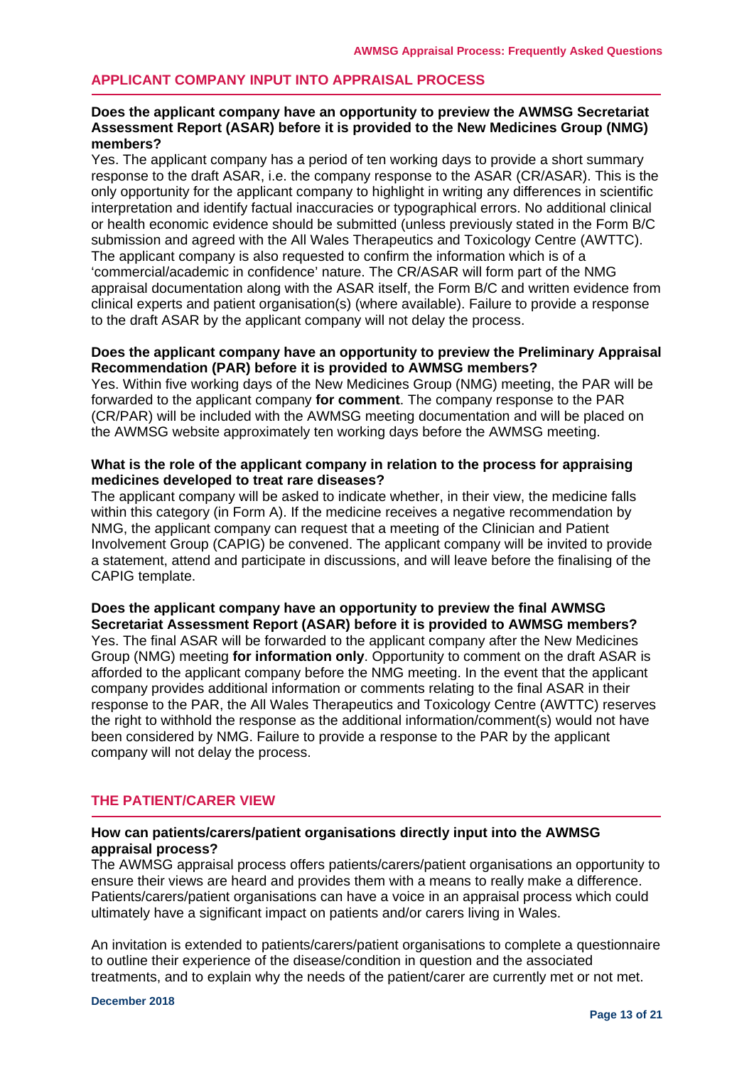## APPLICANT COMPANY INPUT INTO APPRAISAL PROCESS

**Does the applicant company have an opportunity to preview the AWMSG Secretariat Assessment Report (ASAR) before it is provided to the New Medicines Group (NMG) members?**

Yes. The applicant company has a period of ten working days to provide a short summary response to the draft ASAR, i.e. the company response to the ASAR (CR/ASAR). This is the only opportunity for the applicant company to highlight in writing any differences in scientific interpretation and identify factual inaccuracies or typographical errors. No additional clinical or health economic evidence should be submitted (unless previously stated in the Form B/C submission and agreed with the All Wales Therapeutics and Toxicology Centre (AWTTC). The applicant company is also requested to confirm the information which is of a 'commercial/academic in confidence' nature. The CR/ASAR will form part of the NMG appraisal documentation along with the ASAR itself, the Form B/C and written evidence from clinical experts and patient organisation(s) (where available). Failure to provide a response to the draft ASAR by the applicant company will not delay the process.

**Does the applicant company have an opportunity to preview the Preliminary Appraisal Recommendation (PAR) before it is provided to AWMSG members?**

Yes. Within five working days of the New Medicines Group (NMG) meeting, the PAR will be forwarded to the applicant company **for comment**. The company response to the PAR (CR/PAR) will be included with the AWMSG meeting documentation and will be placed on the AWMSG website approximately ten working days before the AWMSG meeting.

**What is the role of the applicant company in relation to the process for appraising medicines developed to treat rare diseases?**

The applicant company will be asked to indicate whether, in their view, the medicine falls within this category (in Form A). If the medicine receives a negative recommendation by NMG, the applicant company can request that a meeting of the Clinician and Patient Involvement Group (CAPIG) be convened. The applicant company will be invited to provide a statement, attend and participate in discussions, and will leave before the finalising of the CAPIG template.

**Does the applicant company have an opportunity to preview the final AWMSG Secretariat Assessment Report (ASAR) before it is provided to AWMSG members?**

Yes. The final ASAR will be forwarded to the applicant company after the New Medicines Group (NMG) meeting **for information only**. Opportunity to comment on the draft ASAR is afforded to the applicant company before the NMG meeting. In the event that the applicant company provides additional information or comments relating to the final ASAR in their response to the PAR, the All Wales Therapeutics and Toxicology Centre (AWTTC) reserves the right to withhold the response as the additional information/comment(s) would not have been considered by NMG. Failure to provide a response to the PAR by the applicant company will not delay the process.

## THE PATIENT/CARER VIEW

**How can patients/carers/patient organisations directly input into the AWMSG appraisal process?**

The AWMSG appraisal process offers patients/carers/patient organisations an opportunity to ensure their views are heard and provides them with a means to really make a difference. Patients/carers/patient organisations can have a voice in an appraisal process which could ultimately have a significant impact on patients and/or carers living in Wales.

An invitation is extended to patients/carers/patient organisations to complete a questionnaire to outline their experience of the disease/condition in question and the associated treatments, and to explain why the needs of the patient/carer are currently met or not met.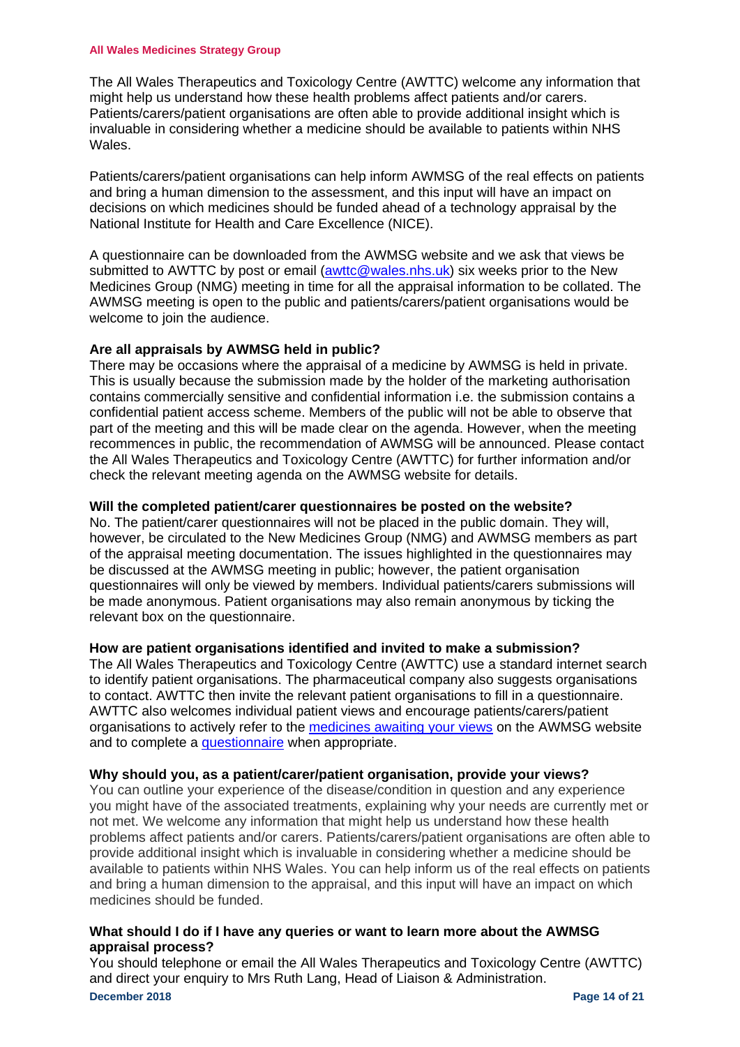The All Wales Therapeutics and Toxicology Centre (AWTTC) welcome any information that might help us understand how these health problems affect patients and/or carers. Patients/carers/patient organisations are often able to provide additional insight which is invaluable in considering whether a medicine should be available to patients within NHS Wales.

Patients/carers/patient organisations can help inform AWMSG of the real effects on patients and bring a human dimension to the assessment, and this input will have an impact on decisions on which medicines should be funded ahead of a technology appraisal by the National Institute for Health and Care Excellence (NICE).

A questionnaire can be downloaded from the AWMSG website and we ask that views be submitted to AWTTC by post or email (awttc@wales.nhs.uk) six weeks prior to the New Medicines Group (NMG) meeting in time for all the appraisal information to be collated. The AWMSG meeting is open to the public and patients/carers/patient organisations would be welcome to join the audience.

**Are all appraisals by AWMSG held in public?**
There may be occasions where the appraisal of a medicine by AWMSG is held in private. This is usually because the submission made by the holder of the marketing authorisation contains commercially sensitive and confidential information i.e. the submission contains a confidential patient access scheme. Members of the public will not be able to observe that part of the meeting and this will be made clear on the agenda. However, when the meeting recommences in public, the recommendation of AWMSG will be announced. Please contact the All Wales Therapeutics and Toxicology Centre (AWTTC) for further information and/or check the relevant meeting agenda on the AWMSG website for details.

**Will the completed patient/carer questionnaires be posted on the website?**
No. The patient/carer questionnaires will not be placed in the public domain. They will, however, be circulated to the New Medicines Group (NMG) and AWMSG members as part of the appraisal meeting documentation. The issues highlighted in the questionnaires may be discussed at the AWMSG meeting in public; however, the patient organisation questionnaires will only be viewed by members. Individual patients/carers submissions will be made anonymous. Patient organisations may also remain anonymous by ticking the relevant box on the questionnaire.

**How are patient organisations identified and invited to make a submission?**
The All Wales Therapeutics and Toxicology Centre (AWTTC) use a standard internet search to identify patient organisations. The pharmaceutical company also suggests organisations to contact. AWTTC then invite the relevant patient organisations to fill in a questionnaire. AWTTC also welcomes individual patient views and encourage patients/carers/patient organisations to actively refer to the medicines awaiting your views on the AWMSG website and to complete a questionnaire when appropriate.

**Why should you, as a patient/carer/patient organisation, provide your views?**
You can outline your experience of the disease/condition in question and any experience you might have of the associated treatments, explaining why your needs are currently met or not met. We welcome any information that might help us understand how these health problems affect patients and/or carers. Patients/carers/patient organisations are often able to provide additional insight which is invaluable in considering whether a medicine should be available to patients within NHS Wales. You can help inform us of the real effects on patients and bring a human dimension to the appraisal, and this input will have an impact on which medicines should be funded.

**What should I do if I have any queries or want to learn more about the AWMSG appraisal process?**
You should telephone or email the All Wales Therapeutics and Toxicology Centre (AWTTC) and direct your enquiry to Mrs Ruth Lang, Head of Liaison & Administration.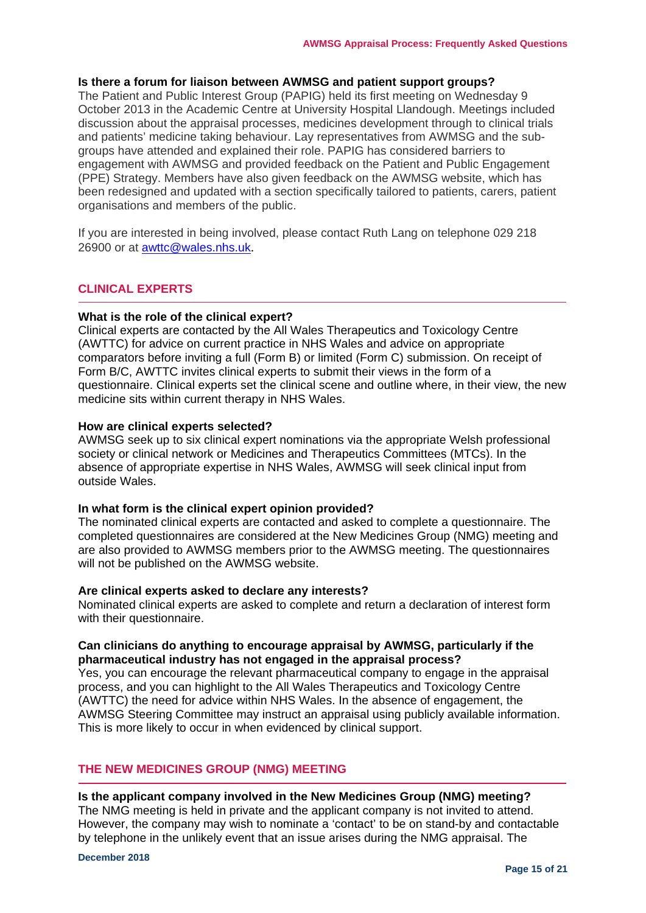**Is there a forum for liaison between AWMSG and patient support groups?**
The Patient and Public Interest Group (PAPIG) held its first meeting on Wednesday 9 October 2013 in the Academic Centre at University Hospital Llandough. Meetings included discussion about the appraisal processes, medicines development through to clinical trials and patients' medicine taking behaviour. Lay representatives from AWMSG and the sub-groups have attended and explained their role. PAPIG has considered barriers to engagement with AWMSG and provided feedback on the Patient and Public Engagement (PPE) Strategy. Members have also given feedback on the AWMSG website, which has been redesigned and updated with a section specifically tailored to patients, carers, patient organisations and members of the public.

If you are interested in being involved, please contact Ruth Lang on telephone 029 218 26900 or at awttc@wales.nhs.uk.

## CLINICAL EXPERTS

**What is the role of the clinical expert?**
Clinical experts are contacted by the All Wales Therapeutics and Toxicology Centre (AWTTC) for advice on current practice in NHS Wales and advice on appropriate comparators before inviting a full (Form B) or limited (Form C) submission. On receipt of Form B/C, AWTTC invites clinical experts to submit their views in the form of a questionnaire. Clinical experts set the clinical scene and outline where, in their view, the new medicine sits within current therapy in NHS Wales.

**How are clinical experts selected?**
AWMSG seek up to six clinical expert nominations via the appropriate Welsh professional society or clinical network or Medicines and Therapeutics Committees (MTCs). In the absence of appropriate expertise in NHS Wales, AWMSG will seek clinical input from outside Wales.

**In what form is the clinical expert opinion provided?**
The nominated clinical experts are contacted and asked to complete a questionnaire. The completed questionnaires are considered at the New Medicines Group (NMG) meeting and are also provided to AWMSG members prior to the AWMSG meeting. The questionnaires will not be published on the AWMSG website.

**Are clinical experts asked to declare any interests?**
Nominated clinical experts are asked to complete and return a declaration of interest form with their questionnaire.

**Can clinicians do anything to encourage appraisal by AWMSG, particularly if the pharmaceutical industry has not engaged in the appraisal process?**
Yes, you can encourage the relevant pharmaceutical company to engage in the appraisal process, and you can highlight to the All Wales Therapeutics and Toxicology Centre (AWTTC) the need for advice within NHS Wales. In the absence of engagement, the AWMSG Steering Committee may instruct an appraisal using publicly available information. This is more likely to occur in when evidenced by clinical support.

## THE NEW MEDICINES GROUP (NMG) MEETING

**Is the applicant company involved in the New Medicines Group (NMG) meeting?**
The NMG meeting is held in private and the applicant company is not invited to attend. However, the company may wish to nominate a 'contact' to be on stand-by and contactable by telephone in the unlikely event that an issue arises during the NMG appraisal. The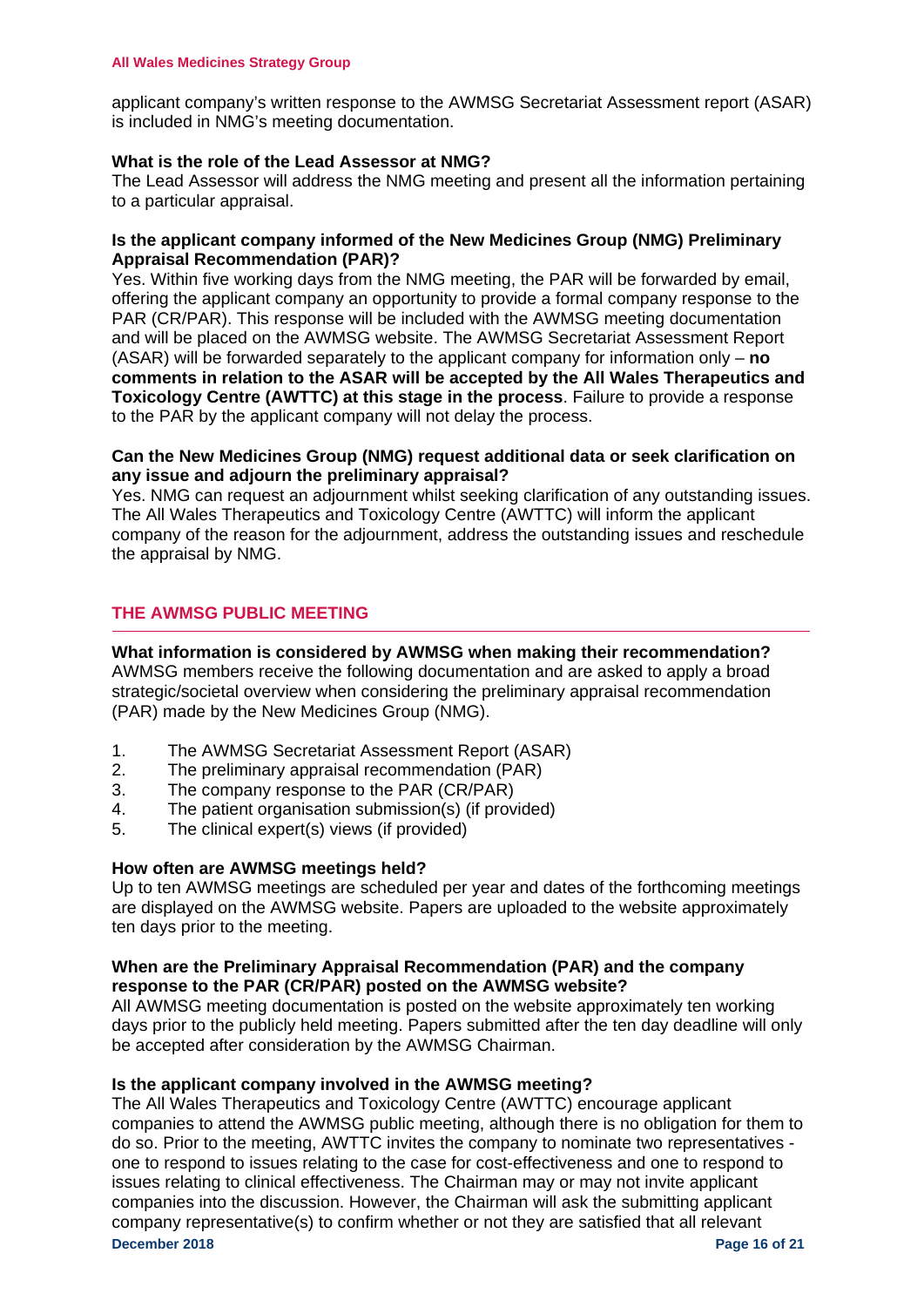applicant company's written response to the AWMSG Secretariat Assessment report (ASAR) is included in NMG's meeting documentation.

**What is the role of the Lead Assessor at NMG?**
The Lead Assessor will address the NMG meeting and present all the information pertaining to a particular appraisal.

**Is the applicant company informed of the New Medicines Group (NMG) Preliminary Appraisal Recommendation (PAR)?**
Yes. Within five working days from the NMG meeting, the PAR will be forwarded by email, offering the applicant company an opportunity to provide a formal company response to the PAR (CR/PAR). This response will be included with the AWMSG meeting documentation and will be placed on the AWMSG website. The AWMSG Secretariat Assessment Report (ASAR) will be forwarded separately to the applicant company for information only – **no comments in relation to the ASAR will be accepted by the All Wales Therapeutics and Toxicology Centre (AWTTC) at this stage in the process**. Failure to provide a response to the PAR by the applicant company will not delay the process.

**Can the New Medicines Group (NMG) request additional data or seek clarification on any issue and adjourn the preliminary appraisal?**
Yes. NMG can request an adjournment whilst seeking clarification of any outstanding issues. The All Wales Therapeutics and Toxicology Centre (AWTTC) will inform the applicant company of the reason for the adjournment, address the outstanding issues and reschedule the appraisal by NMG.

## THE AWMSG PUBLIC MEETING

**What information is considered by AWMSG when making their recommendation?**
AWMSG members receive the following documentation and are asked to apply a broad strategic/societal overview when considering the preliminary appraisal recommendation (PAR) made by the New Medicines Group (NMG).

1. The AWMSG Secretariat Assessment Report (ASAR)
2. The preliminary appraisal recommendation (PAR)
3. The company response to the PAR (CR/PAR)
4. The patient organisation submission(s) (if provided)
5. The clinical expert(s) views (if provided)

**How often are AWMSG meetings held?**
Up to ten AWMSG meetings are scheduled per year and dates of the forthcoming meetings are displayed on the AWMSG website. Papers are uploaded to the website approximately ten days prior to the meeting.

**When are the Preliminary Appraisal Recommendation (PAR) and the company response to the PAR (CR/PAR) posted on the AWMSG website?**
All AWMSG meeting documentation is posted on the website approximately ten working days prior to the publicly held meeting. Papers submitted after the ten day deadline will only be accepted after consideration by the AWMSG Chairman.

**Is the applicant company involved in the AWMSG meeting?**
The All Wales Therapeutics and Toxicology Centre (AWTTC) encourage applicant companies to attend the AWMSG public meeting, although there is no obligation for them to do so. Prior to the meeting, AWTTC invites the company to nominate two representatives - one to respond to issues relating to the case for cost-effectiveness and one to respond to issues relating to clinical effectiveness. The Chairman may or may not invite applicant companies into the discussion. However, the Chairman will ask the submitting applicant company representative(s) to confirm whether or not they are satisfied that all relevant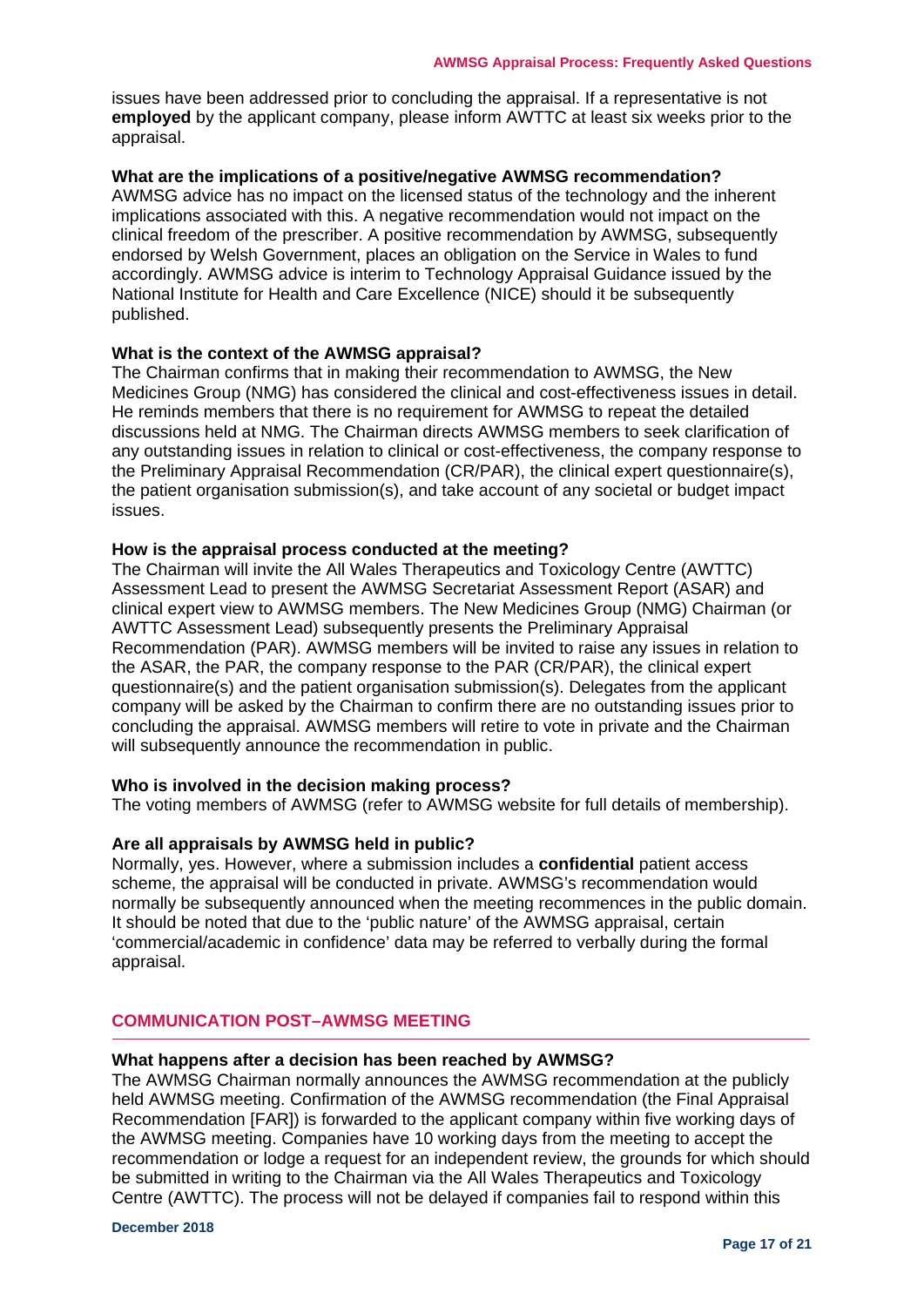issues have been addressed prior to concluding the appraisal. If a representative is not **employed** by the applicant company, please inform AWTTC at least six weeks prior to the appraisal.

**What are the implications of a positive/negative AWMSG recommendation?**
AWMSG advice has no impact on the licensed status of the technology and the inherent implications associated with this. A negative recommendation would not impact on the clinical freedom of the prescriber. A positive recommendation by AWMSG, subsequently endorsed by Welsh Government, places an obligation on the Service in Wales to fund accordingly. AWMSG advice is interim to Technology Appraisal Guidance issued by the National Institute for Health and Care Excellence (NICE) should it be subsequently published.

**What is the context of the AWMSG appraisal?**
The Chairman confirms that in making their recommendation to AWMSG, the New Medicines Group (NMG) has considered the clinical and cost-effectiveness issues in detail. He reminds members that there is no requirement for AWMSG to repeat the detailed discussions held at NMG. The Chairman directs AWMSG members to seek clarification of any outstanding issues in relation to clinical or cost-effectiveness, the company response to the Preliminary Appraisal Recommendation (CR/PAR), the clinical expert questionnaire(s), the patient organisation submission(s), and take account of any societal or budget impact issues.

**How is the appraisal process conducted at the meeting?**
The Chairman will invite the All Wales Therapeutics and Toxicology Centre (AWTTC) Assessment Lead to present the AWMSG Secretariat Assessment Report (ASAR) and clinical expert view to AWMSG members. The New Medicines Group (NMG) Chairman (or AWTTC Assessment Lead) subsequently presents the Preliminary Appraisal Recommendation (PAR). AWMSG members will be invited to raise any issues in relation to the ASAR, the PAR, the company response to the PAR (CR/PAR), the clinical expert questionnaire(s) and the patient organisation submission(s). Delegates from the applicant company will be asked by the Chairman to confirm there are no outstanding issues prior to concluding the appraisal. AWMSG members will retire to vote in private and the Chairman will subsequently announce the recommendation in public.

**Who is involved in the decision making process?**
The voting members of AWMSG (refer to AWMSG website for full details of membership).

**Are all appraisals by AWMSG held in public?**
Normally, yes. However, where a submission includes a **confidential** patient access scheme, the appraisal will be conducted in private. AWMSG's recommendation would normally be subsequently announced when the meeting recommences in the public domain. It should be noted that due to the 'public nature' of the AWMSG appraisal, certain 'commercial/academic in confidence' data may be referred to verbally during the formal appraisal.

## COMMUNICATION POST–AWMSG MEETING

**What happens after a decision has been reached by AWMSG?**
The AWMSG Chairman normally announces the AWMSG recommendation at the publicly held AWMSG meeting. Confirmation of the AWMSG recommendation (the Final Appraisal Recommendation [FAR]) is forwarded to the applicant company within five working days of the AWMSG meeting. Companies have 10 working days from the meeting to accept the recommendation or lodge a request for an independent review, the grounds for which should be submitted in writing to the Chairman via the All Wales Therapeutics and Toxicology Centre (AWTTC). The process will not be delayed if companies fail to respond within this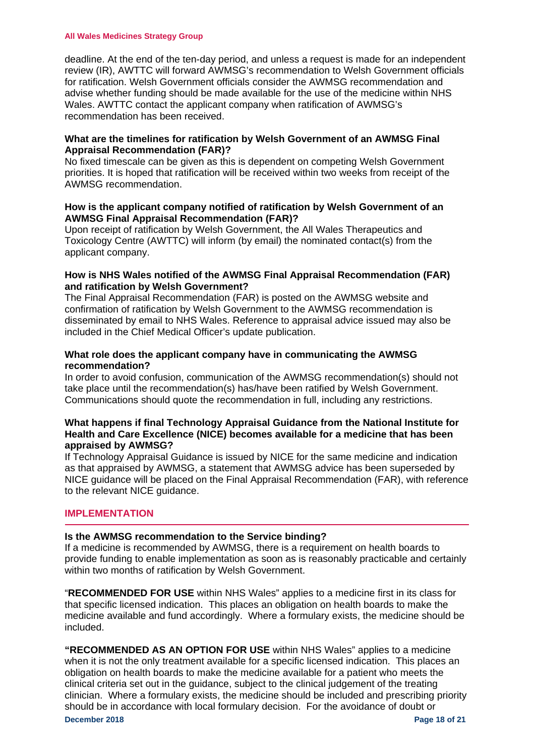deadline. At the end of the ten-day period, and unless a request is made for an independent review (IR), AWTTC will forward AWMSG's recommendation to Welsh Government officials for ratification. Welsh Government officials consider the AWMSG recommendation and advise whether funding should be made available for the use of the medicine within NHS Wales. AWTTC contact the applicant company when ratification of AWMSG's recommendation has been received.

**What are the timelines for ratification by Welsh Government of an AWMSG Final Appraisal Recommendation (FAR)?**
No fixed timescale can be given as this is dependent on competing Welsh Government priorities. It is hoped that ratification will be received within two weeks from receipt of the AWMSG recommendation.

**How is the applicant company notified of ratification by Welsh Government of an AWMSG Final Appraisal Recommendation (FAR)?**
Upon receipt of ratification by Welsh Government, the All Wales Therapeutics and Toxicology Centre (AWTTC) will inform (by email) the nominated contact(s) from the applicant company.

**How is NHS Wales notified of the AWMSG Final Appraisal Recommendation (FAR) and ratification by Welsh Government?**
The Final Appraisal Recommendation (FAR) is posted on the AWMSG website and confirmation of ratification by Welsh Government to the AWMSG recommendation is disseminated by email to NHS Wales. Reference to appraisal advice issued may also be included in the Chief Medical Officer's update publication.

**What role does the applicant company have in communicating the AWMSG recommendation?**
In order to avoid confusion, communication of the AWMSG recommendation(s) should not take place until the recommendation(s) has/have been ratified by Welsh Government. Communications should quote the recommendation in full, including any restrictions.

**What happens if final Technology Appraisal Guidance from the National Institute for Health and Care Excellence (NICE) becomes available for a medicine that has been appraised by AWMSG?**
If Technology Appraisal Guidance is issued by NICE for the same medicine and indication as that appraised by AWMSG, a statement that AWMSG advice has been superseded by NICE guidance will be placed on the Final Appraisal Recommendation (FAR), with reference to the relevant NICE guidance.

## IMPLEMENTATION

**Is the AWMSG recommendation to the Service binding?**
If a medicine is recommended by AWMSG, there is a requirement on health boards to provide funding to enable implementation as soon as is reasonably practicable and certainly within two months of ratification by Welsh Government.

"**RECOMMENDED FOR USE** within NHS Wales" applies to a medicine first in its class for that specific licensed indication. This places an obligation on health boards to make the medicine available and fund accordingly. Where a formulary exists, the medicine should be included.

**"RECOMMENDED AS AN OPTION FOR USE** within NHS Wales" applies to a medicine when it is not the only treatment available for a specific licensed indication. This places an obligation on health boards to make the medicine available for a patient who meets the clinical criteria set out in the guidance, subject to the clinical judgement of the treating clinician. Where a formulary exists, the medicine should be included and prescribing priority should be in accordance with local formulary decision. For the avoidance of doubt or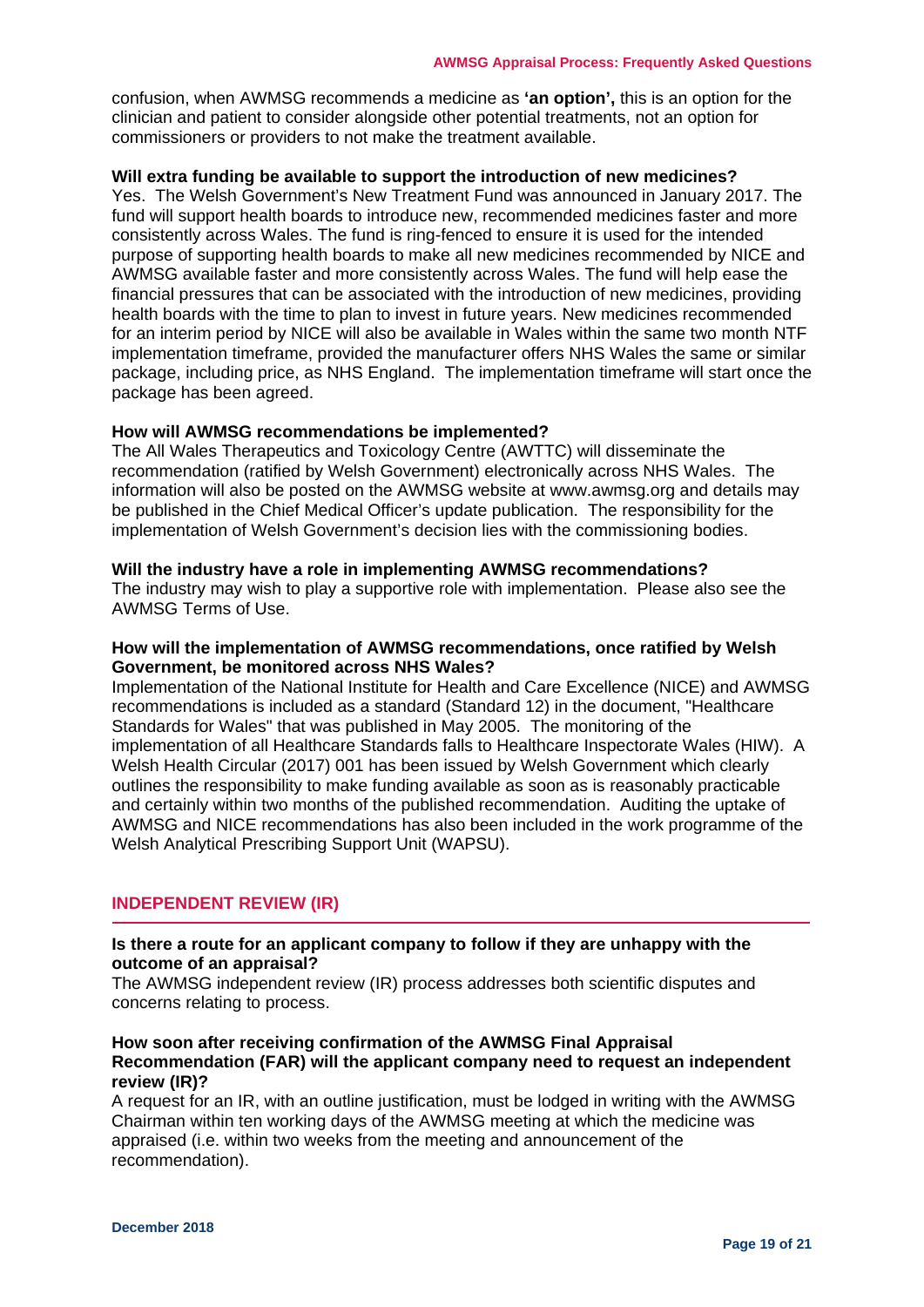confusion, when AWMSG recommends a medicine as **'an option',** this is an option for the clinician and patient to consider alongside other potential treatments, not an option for commissioners or providers to not make the treatment available.

**Will extra funding be available to support the introduction of new medicines?**

Yes. The Welsh Government's New Treatment Fund was announced in January 2017. The fund will support health boards to introduce new, recommended medicines faster and more consistently across Wales. The fund is ring-fenced to ensure it is used for the intended purpose of supporting health boards to make all new medicines recommended by NICE and AWMSG available faster and more consistently across Wales. The fund will help ease the financial pressures that can be associated with the introduction of new medicines, providing health boards with the time to plan to invest in future years. New medicines recommended for an interim period by NICE will also be available in Wales within the same two month NTF implementation timeframe, provided the manufacturer offers NHS Wales the same or similar package, including price, as NHS England. The implementation timeframe will start once the package has been agreed.

**How will AWMSG recommendations be implemented?**

The All Wales Therapeutics and Toxicology Centre (AWTTC) will disseminate the recommendation (ratified by Welsh Government) electronically across NHS Wales. The information will also be posted on the AWMSG website at www.awmsg.org and details may be published in the Chief Medical Officer's update publication. The responsibility for the implementation of Welsh Government's decision lies with the commissioning bodies.

**Will the industry have a role in implementing AWMSG recommendations?**

The industry may wish to play a supportive role with implementation. Please also see the AWMSG Terms of Use.

**How will the implementation of AWMSG recommendations, once ratified by Welsh Government, be monitored across NHS Wales?**

Implementation of the National Institute for Health and Care Excellence (NICE) and AWMSG recommendations is included as a standard (Standard 12) in the document, "Healthcare Standards for Wales" that was published in May 2005. The monitoring of the implementation of all Healthcare Standards falls to Healthcare Inspectorate Wales (HIW). A Welsh Health Circular (2017) 001 has been issued by Welsh Government which clearly outlines the responsibility to make funding available as soon as is reasonably practicable and certainly within two months of the published recommendation. Auditing the uptake of AWMSG and NICE recommendations has also been included in the work programme of the Welsh Analytical Prescribing Support Unit (WAPSU).

## INDEPENDENT REVIEW (IR)

**Is there a route for an applicant company to follow if they are unhappy with the outcome of an appraisal?**

The AWMSG independent review (IR) process addresses both scientific disputes and concerns relating to process.

**How soon after receiving confirmation of the AWMSG Final Appraisal Recommendation (FAR) will the applicant company need to request an independent review (IR)?**

A request for an IR, with an outline justification, must be lodged in writing with the AWMSG Chairman within ten working days of the AWMSG meeting at which the medicine was appraised (i.e. within two weeks from the meeting and announcement of the recommendation).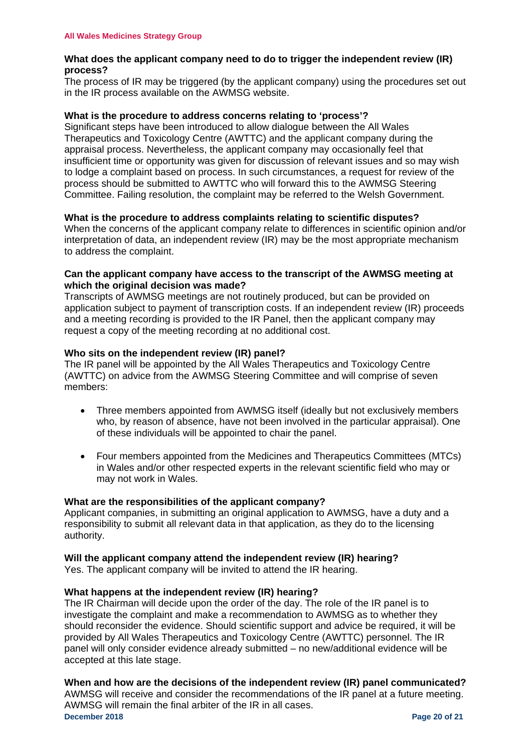**What does the applicant company need to do to trigger the independent review (IR) process?**

The process of IR may be triggered (by the applicant company) using the procedures set out in the IR process available on the AWMSG website.

**What is the procedure to address concerns relating to 'process'?**

Significant steps have been introduced to allow dialogue between the All Wales Therapeutics and Toxicology Centre (AWTTC) and the applicant company during the appraisal process. Nevertheless, the applicant company may occasionally feel that insufficient time or opportunity was given for discussion of relevant issues and so may wish to lodge a complaint based on process. In such circumstances, a request for review of the process should be submitted to AWTTC who will forward this to the AWMSG Steering Committee. Failing resolution, the complaint may be referred to the Welsh Government.

**What is the procedure to address complaints relating to scientific disputes?**

When the concerns of the applicant company relate to differences in scientific opinion and/or interpretation of data, an independent review (IR) may be the most appropriate mechanism to address the complaint.

**Can the applicant company have access to the transcript of the AWMSG meeting at which the original decision was made?**

Transcripts of AWMSG meetings are not routinely produced, but can be provided on application subject to payment of transcription costs. If an independent review (IR) proceeds and a meeting recording is provided to the IR Panel, then the applicant company may request a copy of the meeting recording at no additional cost.

**Who sits on the independent review (IR) panel?**

The IR panel will be appointed by the All Wales Therapeutics and Toxicology Centre (AWTTC) on advice from the AWMSG Steering Committee and will comprise of seven members:

- Three members appointed from AWMSG itself (ideally but not exclusively members who, by reason of absence, have not been involved in the particular appraisal). One of these individuals will be appointed to chair the panel.
- Four members appointed from the Medicines and Therapeutics Committees (MTCs) in Wales and/or other respected experts in the relevant scientific field who may or may not work in Wales.

**What are the responsibilities of the applicant company?**

Applicant companies, in submitting an original application to AWMSG, have a duty and a responsibility to submit all relevant data in that application, as they do to the licensing authority.

**Will the applicant company attend the independent review (IR) hearing?**

Yes. The applicant company will be invited to attend the IR hearing.

**What happens at the independent review (IR) hearing?**

The IR Chairman will decide upon the order of the day. The role of the IR panel is to investigate the complaint and make a recommendation to AWMSG as to whether they should reconsider the evidence. Should scientific support and advice be required, it will be provided by All Wales Therapeutics and Toxicology Centre (AWTTC) personnel. The IR panel will only consider evidence already submitted – no new/additional evidence will be accepted at this late stage.

**When and how are the decisions of the independent review (IR) panel communicated?**

AWMSG will receive and consider the recommendations of the IR panel at a future meeting. AWMSG will remain the final arbiter of the IR in all cases.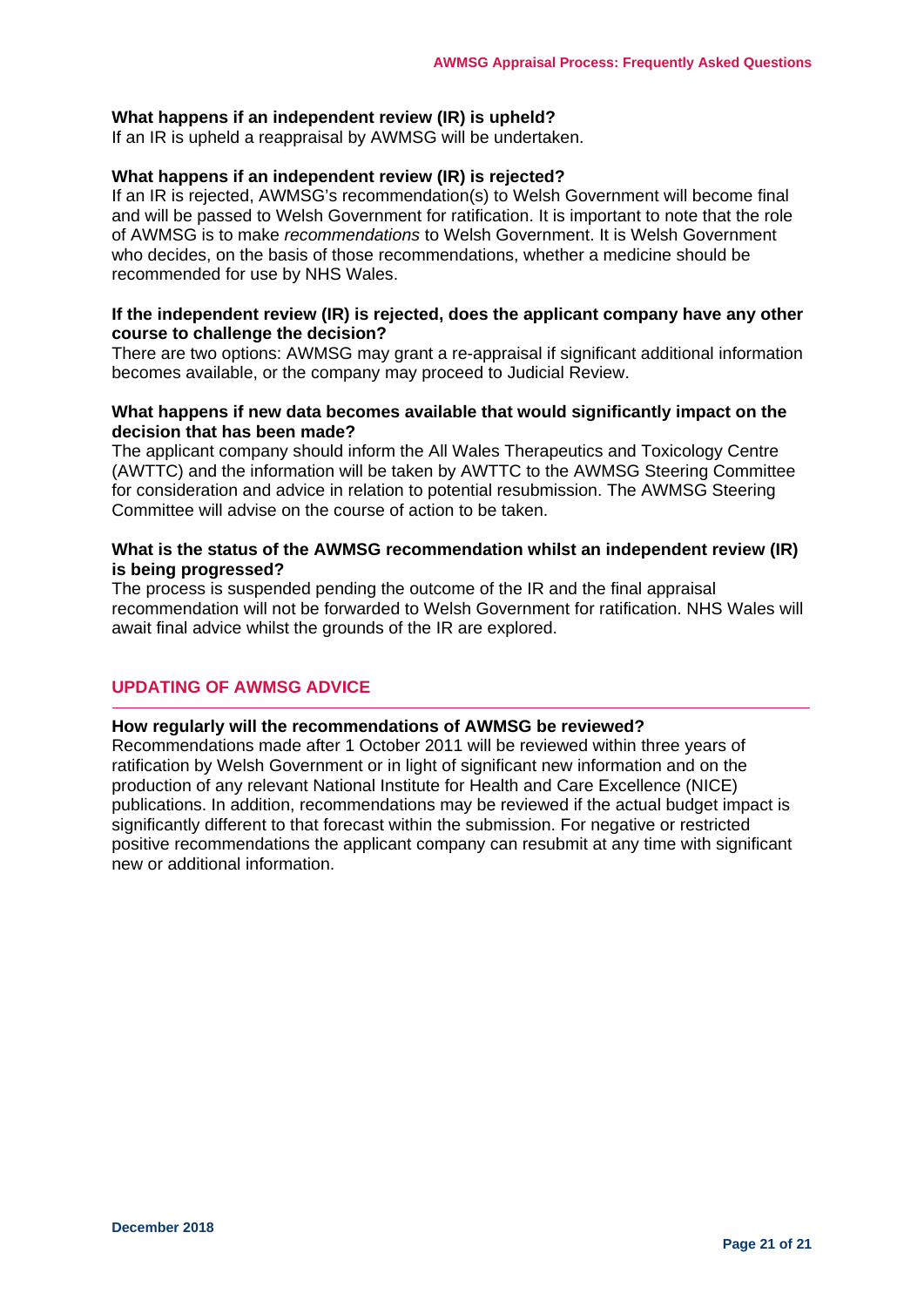**What happens if an independent review (IR) is upheld?**

If an IR is upheld a reappraisal by AWMSG will be undertaken.

**What happens if an independent review (IR) is rejected?**

If an IR is rejected, AWMSG's recommendation(s) to Welsh Government will become final and will be passed to Welsh Government for ratification. It is important to note that the role of AWMSG is to make *recommendations* to Welsh Government. It is Welsh Government who decides, on the basis of those recommendations, whether a medicine should be recommended for use by NHS Wales.

**If the independent review (IR) is rejected, does the applicant company have any other course to challenge the decision?**

There are two options: AWMSG may grant a re-appraisal if significant additional information becomes available, or the company may proceed to Judicial Review.

**What happens if new data becomes available that would significantly impact on the decision that has been made?**

The applicant company should inform the All Wales Therapeutics and Toxicology Centre (AWTTC) and the information will be taken by AWTTC to the AWMSG Steering Committee for consideration and advice in relation to potential resubmission. The AWMSG Steering Committee will advise on the course of action to be taken.

**What is the status of the AWMSG recommendation whilst an independent review (IR) is being progressed?**

The process is suspended pending the outcome of the IR and the final appraisal recommendation will not be forwarded to Welsh Government for ratification. NHS Wales will await final advice whilst the grounds of the IR are explored.

## UPDATING OF AWMSG ADVICE

**How regularly will the recommendations of AWMSG be reviewed?**

Recommendations made after 1 October 2011 will be reviewed within three years of ratification by Welsh Government or in light of significant new information and on the production of any relevant National Institute for Health and Care Excellence (NICE) publications. In addition, recommendations may be reviewed if the actual budget impact is significantly different to that forecast within the submission. For negative or restricted positive recommendations the applicant company can resubmit at any time with significant new or additional information.